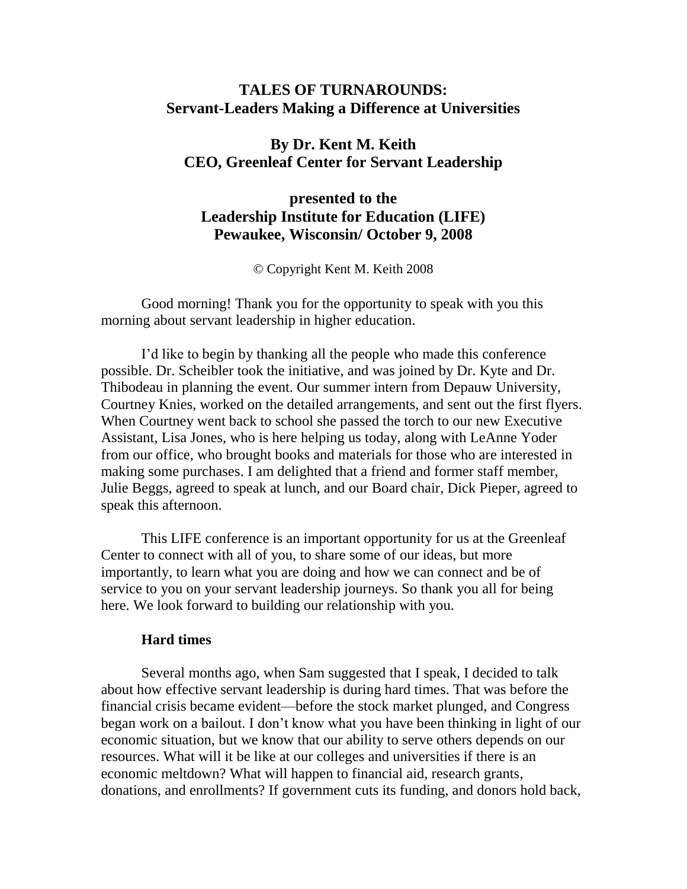# TALES OF TURNAROUNDS: Servant-Leaders Making a Difference at Universities

**By Dr. Kent M. Keith**
**CEO, Greenleaf Center for Servant Leadership**

**presented to the**
**Leadership Institute for Education (LIFE)**
**Pewaukee, Wisconsin/ October 9, 2008**

© Copyright Kent M. Keith 2008

Good morning! Thank you for the opportunity to speak with you this morning about servant leadership in higher education.

I'd like to begin by thanking all the people who made this conference possible. Dr. Scheibler took the initiative, and was joined by Dr. Kyte and Dr. Thibodeau in planning the event. Our summer intern from Depauw University, Courtney Knies, worked on the detailed arrangements, and sent out the first flyers. When Courtney went back to school she passed the torch to our new Executive Assistant, Lisa Jones, who is here helping us today, along with LeAnne Yoder from our office, who brought books and materials for those who are interested in making some purchases. I am delighted that a friend and former staff member, Julie Beggs, agreed to speak at lunch, and our Board chair, Dick Pieper, agreed to speak this afternoon.

This LIFE conference is an important opportunity for us at the Greenleaf Center to connect with all of you, to share some of our ideas, but more importantly, to learn what you are doing and how we can connect and be of service to you on your servant leadership journeys. So thank you all for being here. We look forward to building our relationship with you.

## Hard times

Several months ago, when Sam suggested that I speak, I decided to talk about how effective servant leadership is during hard times. That was before the financial crisis became evident—before the stock market plunged, and Congress began work on a bailout. I don't know what you have been thinking in light of our economic situation, but we know that our ability to serve others depends on our resources. What will it be like at our colleges and universities if there is an economic meltdown? What will happen to financial aid, research grants, donations, and enrollments? If government cuts its funding, and donors hold back,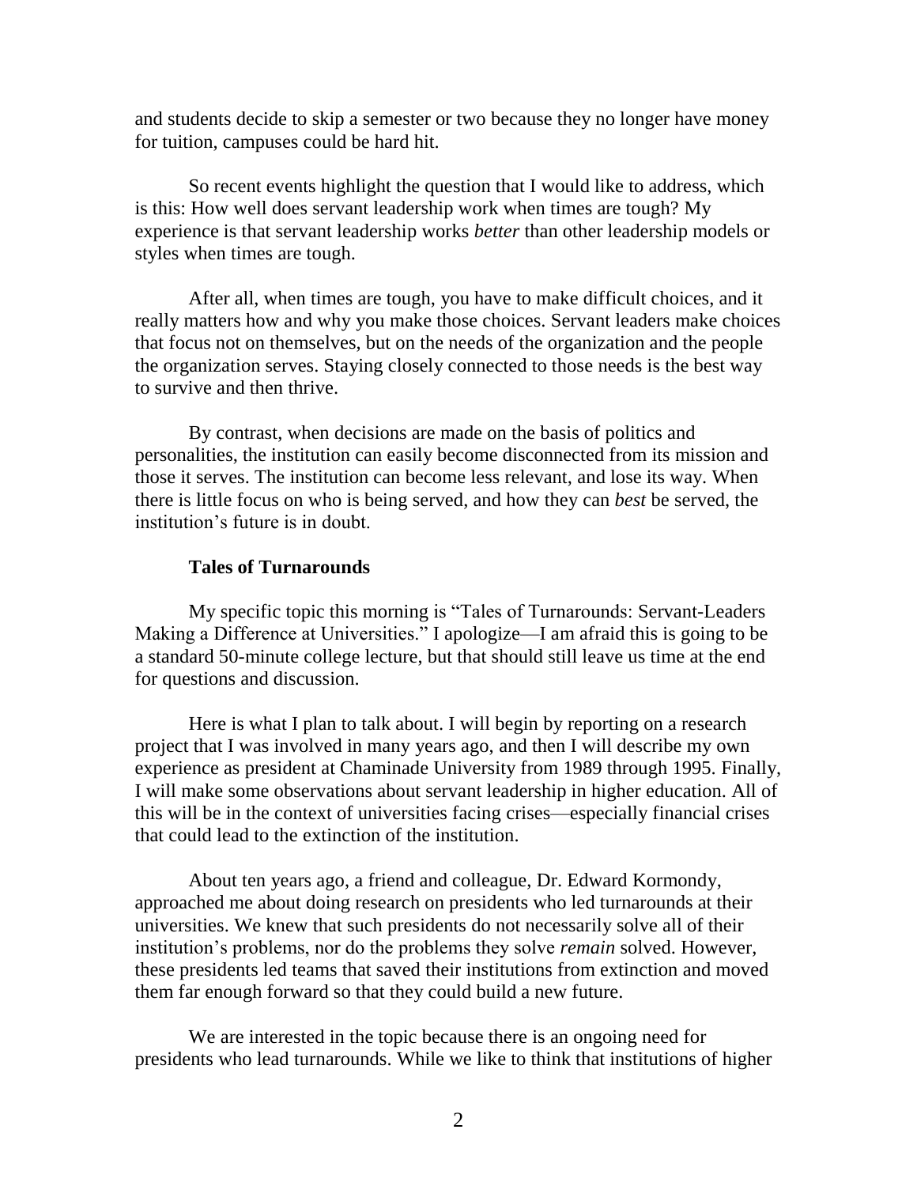and students decide to skip a semester or two because they no longer have money for tuition, campuses could be hard hit.

So recent events highlight the question that I would like to address, which is this: How well does servant leadership work when times are tough? My experience is that servant leadership works *better* than other leadership models or styles when times are tough.

After all, when times are tough, you have to make difficult choices, and it really matters how and why you make those choices. Servant leaders make choices that focus not on themselves, but on the needs of the organization and the people the organization serves. Staying closely connected to those needs is the best way to survive and then thrive.

By contrast, when decisions are made on the basis of politics and personalities, the institution can easily become disconnected from its mission and those it serves. The institution can become less relevant, and lose its way. When there is little focus on who is being served, and how they can *best* be served, the institution's future is in doubt.

## Tales of Turnarounds

My specific topic this morning is "Tales of Turnarounds: Servant-Leaders Making a Difference at Universities." I apologize—I am afraid this is going to be a standard 50-minute college lecture, but that should still leave us time at the end for questions and discussion.

Here is what I plan to talk about. I will begin by reporting on a research project that I was involved in many years ago, and then I will describe my own experience as president at Chaminade University from 1989 through 1995. Finally, I will make some observations about servant leadership in higher education. All of this will be in the context of universities facing crises—especially financial crises that could lead to the extinction of the institution.

About ten years ago, a friend and colleague, Dr. Edward Kormondy, approached me about doing research on presidents who led turnarounds at their universities. We knew that such presidents do not necessarily solve all of their institution's problems, nor do the problems they solve *remain* solved. However, these presidents led teams that saved their institutions from extinction and moved them far enough forward so that they could build a new future.

We are interested in the topic because there is an ongoing need for presidents who lead turnarounds. While we like to think that institutions of higher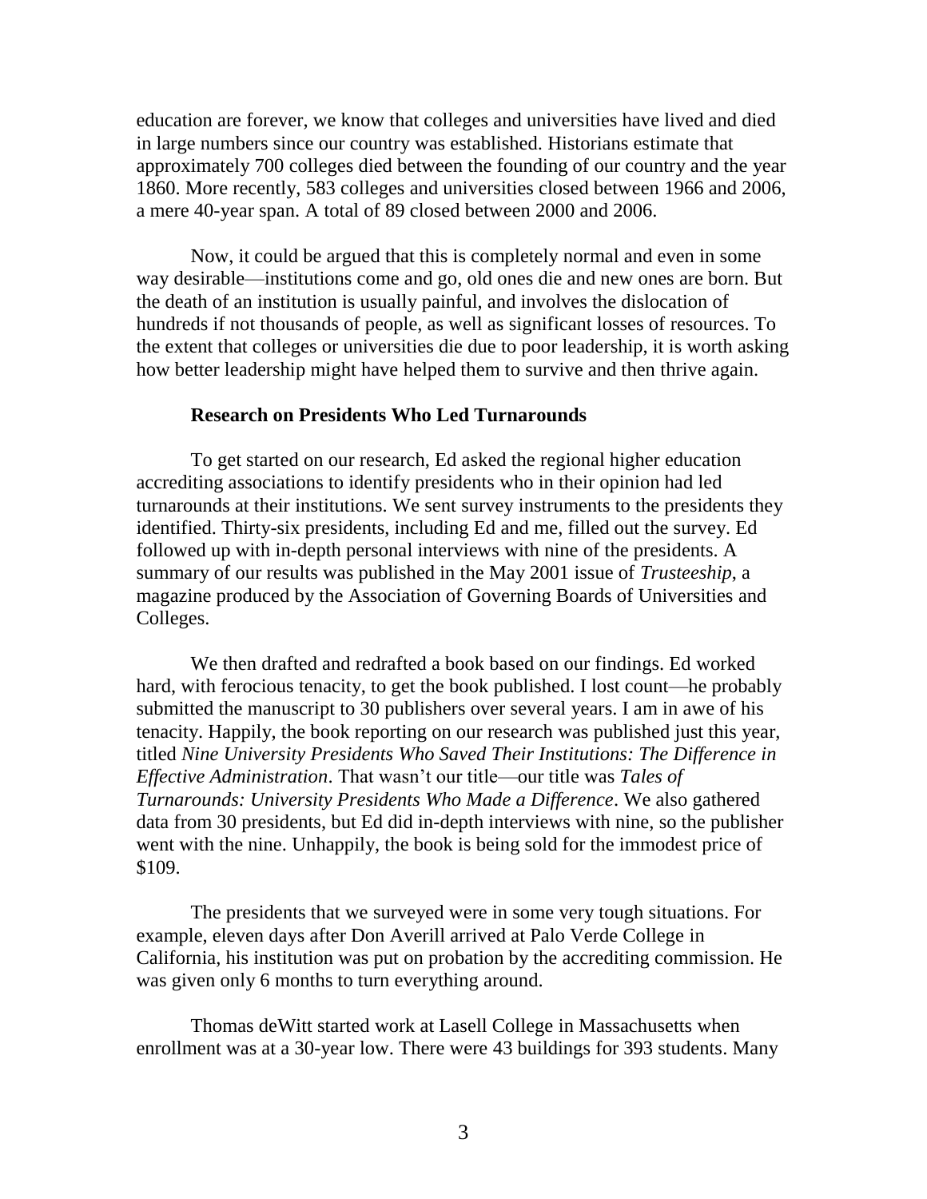education are forever, we know that colleges and universities have lived and died in large numbers since our country was established. Historians estimate that approximately 700 colleges died between the founding of our country and the year 1860. More recently, 583 colleges and universities closed between 1966 and 2006, a mere 40-year span. A total of 89 closed between 2000 and 2006.

Now, it could be argued that this is completely normal and even in some way desirable—institutions come and go, old ones die and new ones are born. But the death of an institution is usually painful, and involves the dislocation of hundreds if not thousands of people, as well as significant losses of resources. To the extent that colleges or universities die due to poor leadership, it is worth asking how better leadership might have helped them to survive and then thrive again.

**Research on Presidents Who Led Turnarounds**

To get started on our research, Ed asked the regional higher education accrediting associations to identify presidents who in their opinion had led turnarounds at their institutions. We sent survey instruments to the presidents they identified. Thirty-six presidents, including Ed and me, filled out the survey. Ed followed up with in-depth personal interviews with nine of the presidents. A summary of our results was published in the May 2001 issue of *Trusteeship*, a magazine produced by the Association of Governing Boards of Universities and Colleges.

We then drafted and redrafted a book based on our findings. Ed worked hard, with ferocious tenacity, to get the book published. I lost count—he probably submitted the manuscript to 30 publishers over several years. I am in awe of his tenacity. Happily, the book reporting on our research was published just this year, titled *Nine University Presidents Who Saved Their Institutions: The Difference in Effective Administration*. That wasn't our title—our title was *Tales of Turnarounds: University Presidents Who Made a Difference*. We also gathered data from 30 presidents, but Ed did in-depth interviews with nine, so the publisher went with the nine. Unhappily, the book is being sold for the immodest price of $109.

The presidents that we surveyed were in some very tough situations. For example, eleven days after Don Averill arrived at Palo Verde College in California, his institution was put on probation by the accrediting commission. He was given only 6 months to turn everything around.

Thomas deWitt started work at Lasell College in Massachusetts when enrollment was at a 30-year low. There were 43 buildings for 393 students. Many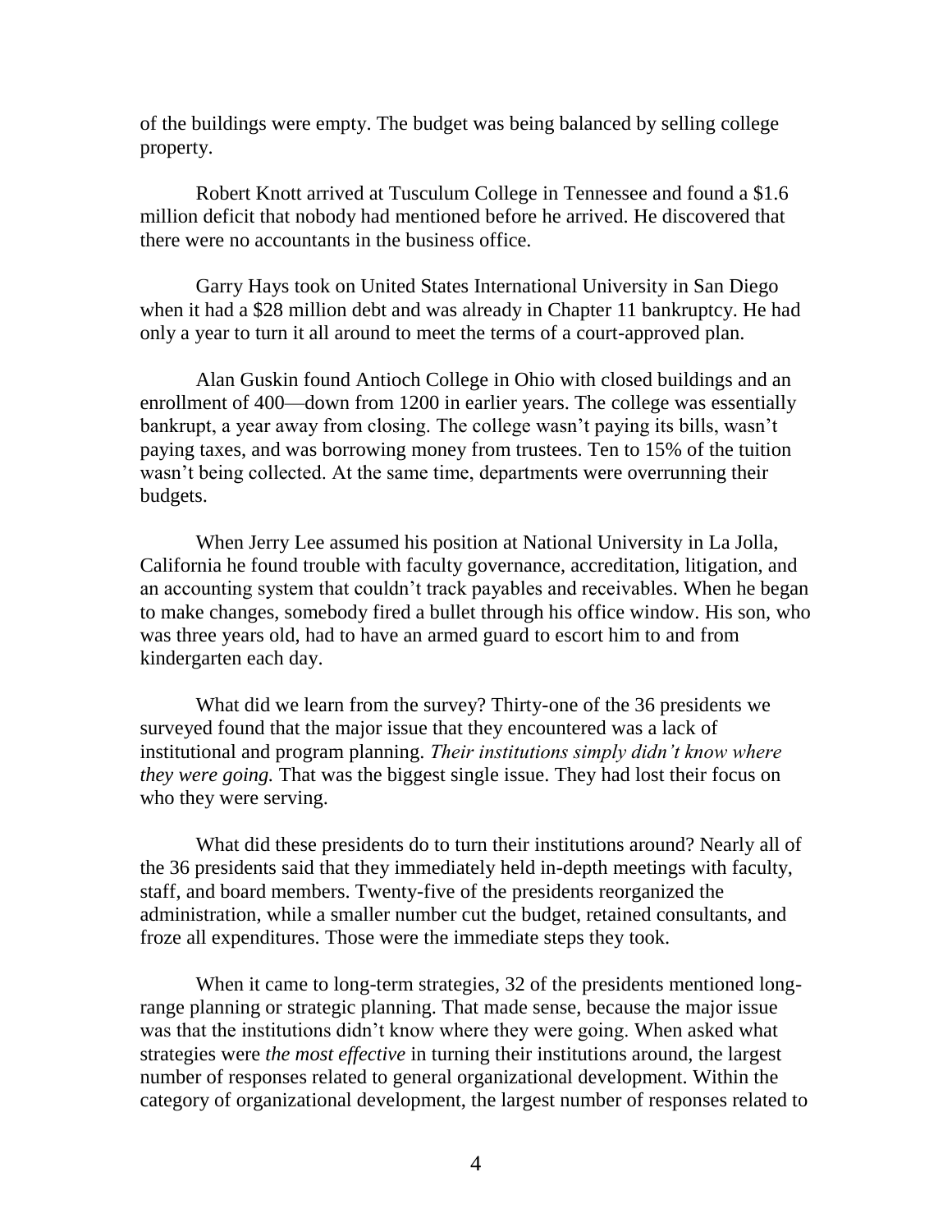of the buildings were empty. The budget was being balanced by selling college property.

Robert Knott arrived at Tusculum College in Tennessee and found a $1.6 million deficit that nobody had mentioned before he arrived. He discovered that there were no accountants in the business office.

Garry Hays took on United States International University in San Diego when it had a $28 million debt and was already in Chapter 11 bankruptcy. He had only a year to turn it all around to meet the terms of a court-approved plan.

Alan Guskin found Antioch College in Ohio with closed buildings and an enrollment of 400—down from 1200 in earlier years. The college was essentially bankrupt, a year away from closing. The college wasn't paying its bills, wasn't paying taxes, and was borrowing money from trustees. Ten to 15% of the tuition wasn't being collected. At the same time, departments were overrunning their budgets.

When Jerry Lee assumed his position at National University in La Jolla, California he found trouble with faculty governance, accreditation, litigation, and an accounting system that couldn't track payables and receivables. When he began to make changes, somebody fired a bullet through his office window. His son, who was three years old, had to have an armed guard to escort him to and from kindergarten each day.

What did we learn from the survey? Thirty-one of the 36 presidents we surveyed found that the major issue that they encountered was a lack of institutional and program planning. *Their institutions simply didn't know where they were going.* That was the biggest single issue. They had lost their focus on who they were serving.

What did these presidents do to turn their institutions around? Nearly all of the 36 presidents said that they immediately held in-depth meetings with faculty, staff, and board members. Twenty-five of the presidents reorganized the administration, while a smaller number cut the budget, retained consultants, and froze all expenditures. Those were the immediate steps they took.

When it came to long-term strategies, 32 of the presidents mentioned long-range planning or strategic planning. That made sense, because the major issue was that the institutions didn't know where they were going. When asked what strategies were *the most effective* in turning their institutions around, the largest number of responses related to general organizational development. Within the category of organizational development, the largest number of responses related to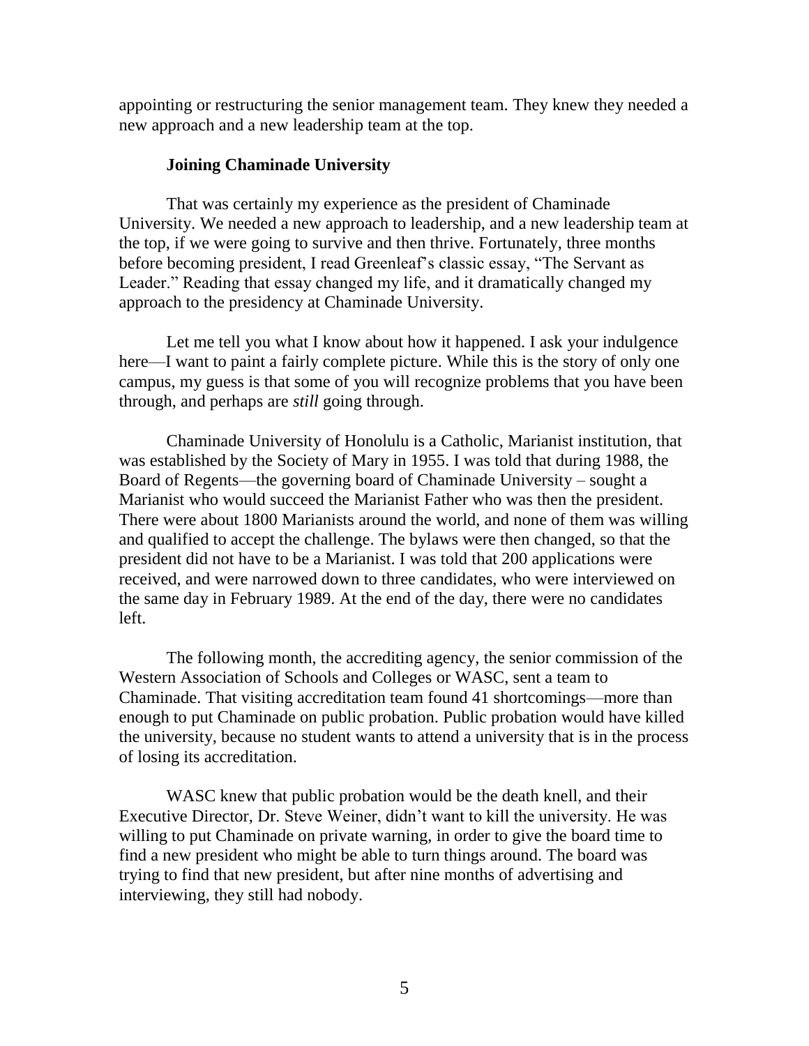appointing or restructuring the senior management team. They knew they needed a new approach and a new leadership team at the top.

**Joining Chaminade University**

That was certainly my experience as the president of Chaminade University. We needed a new approach to leadership, and a new leadership team at the top, if we were going to survive and then thrive. Fortunately, three months before becoming president, I read Greenleaf's classic essay, "The Servant as Leader." Reading that essay changed my life, and it dramatically changed my approach to the presidency at Chaminade University.

Let me tell you what I know about how it happened. I ask your indulgence here—I want to paint a fairly complete picture. While this is the story of only one campus, my guess is that some of you will recognize problems that you have been through, and perhaps are *still* going through.

Chaminade University of Honolulu is a Catholic, Marianist institution, that was established by the Society of Mary in 1955. I was told that during 1988, the Board of Regents—the governing board of Chaminade University – sought a Marianist who would succeed the Marianist Father who was then the president. There were about 1800 Marianists around the world, and none of them was willing and qualified to accept the challenge. The bylaws were then changed, so that the president did not have to be a Marianist. I was told that 200 applications were received, and were narrowed down to three candidates, who were interviewed on the same day in February 1989. At the end of the day, there were no candidates left.

The following month, the accrediting agency, the senior commission of the Western Association of Schools and Colleges or WASC, sent a team to Chaminade. That visiting accreditation team found 41 shortcomings—more than enough to put Chaminade on public probation. Public probation would have killed the university, because no student wants to attend a university that is in the process of losing its accreditation.

WASC knew that public probation would be the death knell, and their Executive Director, Dr. Steve Weiner, didn't want to kill the university. He was willing to put Chaminade on private warning, in order to give the board time to find a new president who might be able to turn things around. The board was trying to find that new president, but after nine months of advertising and interviewing, they still had nobody.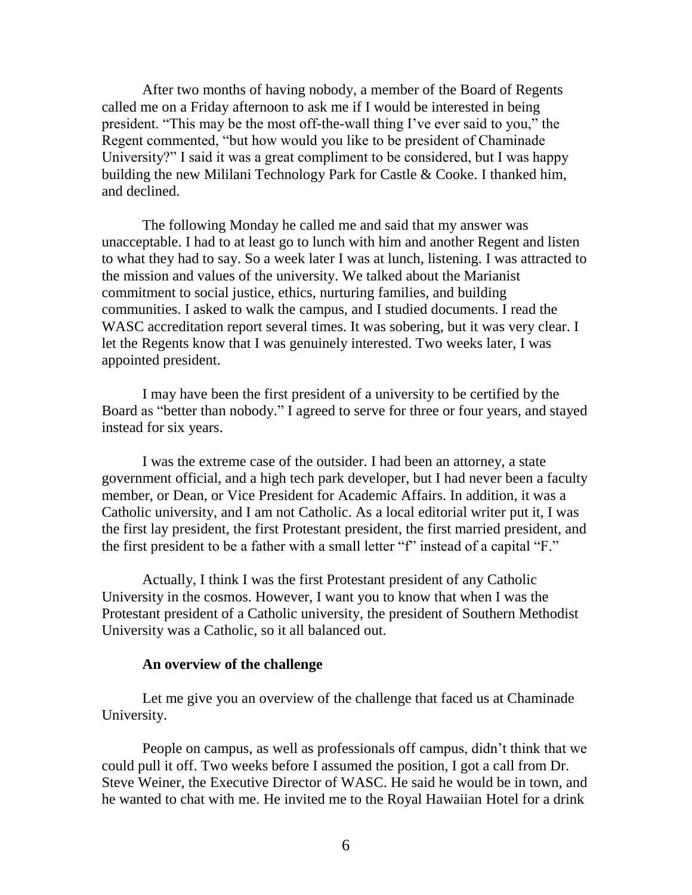After two months of having nobody, a member of the Board of Regents called me on a Friday afternoon to ask me if I would be interested in being president. “This may be the most off-the-wall thing I’ve ever said to you,” the Regent commented, “but how would you like to be president of Chaminade University?” I said it was a great compliment to be considered, but I was happy building the new Mililani Technology Park for Castle & Cooke. I thanked him, and declined.

The following Monday he called me and said that my answer was unacceptable. I had to at least go to lunch with him and another Regent and listen to what they had to say. So a week later I was at lunch, listening. I was attracted to the mission and values of the university. We talked about the Marianist commitment to social justice, ethics, nurturing families, and building communities. I asked to walk the campus, and I studied documents. I read the WASC accreditation report several times. It was sobering, but it was very clear. I let the Regents know that I was genuinely interested. Two weeks later, I was appointed president.

I may have been the first president of a university to be certified by the Board as “better than nobody.” I agreed to serve for three or four years, and stayed instead for six years.

I was the extreme case of the outsider. I had been an attorney, a state government official, and a high tech park developer, but I had never been a faculty member, or Dean, or Vice President for Academic Affairs. In addition, it was a Catholic university, and I am not Catholic. As a local editorial writer put it, I was the first lay president, the first Protestant president, the first married president, and the first president to be a father with a small letter “f” instead of a capital “F.”

Actually, I think I was the first Protestant president of any Catholic University in the cosmos. However, I want you to know that when I was the Protestant president of a Catholic university, the president of Southern Methodist University was a Catholic, so it all balanced out.

**An overview of the challenge**

Let me give you an overview of the challenge that faced us at Chaminade University.

People on campus, as well as professionals off campus, didn’t think that we could pull it off. Two weeks before I assumed the position, I got a call from Dr. Steve Weiner, the Executive Director of WASC. He said he would be in town, and he wanted to chat with me. He invited me to the Royal Hawaiian Hotel for a drink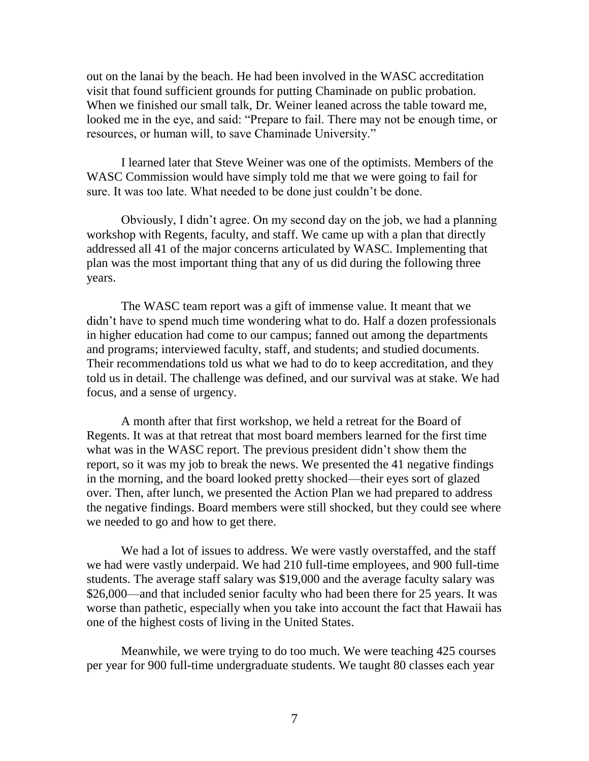out on the lanai by the beach. He had been involved in the WASC accreditation visit that found sufficient grounds for putting Chaminade on public probation. When we finished our small talk, Dr. Weiner leaned across the table toward me, looked me in the eye, and said: "Prepare to fail. There may not be enough time, or resources, or human will, to save Chaminade University."

I learned later that Steve Weiner was one of the optimists. Members of the WASC Commission would have simply told me that we were going to fail for sure. It was too late. What needed to be done just couldn't be done.

Obviously, I didn't agree. On my second day on the job, we had a planning workshop with Regents, faculty, and staff. We came up with a plan that directly addressed all 41 of the major concerns articulated by WASC. Implementing that plan was the most important thing that any of us did during the following three years.

The WASC team report was a gift of immense value. It meant that we didn't have to spend much time wondering what to do. Half a dozen professionals in higher education had come to our campus; fanned out among the departments and programs; interviewed faculty, staff, and students; and studied documents. Their recommendations told us what we had to do to keep accreditation, and they told us in detail. The challenge was defined, and our survival was at stake. We had focus, and a sense of urgency.

A month after that first workshop, we held a retreat for the Board of Regents. It was at that retreat that most board members learned for the first time what was in the WASC report. The previous president didn't show them the report, so it was my job to break the news. We presented the 41 negative findings in the morning, and the board looked pretty shocked—their eyes sort of glazed over. Then, after lunch, we presented the Action Plan we had prepared to address the negative findings. Board members were still shocked, but they could see where we needed to go and how to get there.

We had a lot of issues to address. We were vastly overstaffed, and the staff we had were vastly underpaid. We had 210 full-time employees, and 900 full-time students. The average staff salary was $19,000 and the average faculty salary was $26,000—and that included senior faculty who had been there for 25 years. It was worse than pathetic, especially when you take into account the fact that Hawaii has one of the highest costs of living in the United States.

Meanwhile, we were trying to do too much. We were teaching 425 courses per year for 900 full-time undergraduate students. We taught 80 classes each year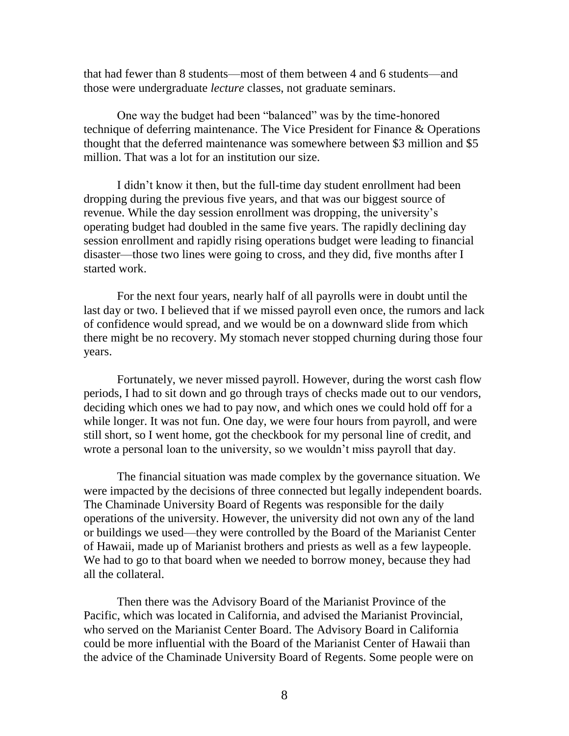that had fewer than 8 students—most of them between 4 and 6 students—and those were undergraduate *lecture* classes, not graduate seminars.

One way the budget had been "balanced" was by the time-honored technique of deferring maintenance. The Vice President for Finance & Operations thought that the deferred maintenance was somewhere between \$3 million and \$5 million. That was a lot for an institution our size.

I didn't know it then, but the full-time day student enrollment had been dropping during the previous five years, and that was our biggest source of revenue. While the day session enrollment was dropping, the university's operating budget had doubled in the same five years. The rapidly declining day session enrollment and rapidly rising operations budget were leading to financial disaster—those two lines were going to cross, and they did, five months after I started work.

For the next four years, nearly half of all payrolls were in doubt until the last day or two. I believed that if we missed payroll even once, the rumors and lack of confidence would spread, and we would be on a downward slide from which there might be no recovery. My stomach never stopped churning during those four years.

Fortunately, we never missed payroll. However, during the worst cash flow periods, I had to sit down and go through trays of checks made out to our vendors, deciding which ones we had to pay now, and which ones we could hold off for a while longer. It was not fun. One day, we were four hours from payroll, and were still short, so I went home, got the checkbook for my personal line of credit, and wrote a personal loan to the university, so we wouldn't miss payroll that day.

The financial situation was made complex by the governance situation. We were impacted by the decisions of three connected but legally independent boards. The Chaminade University Board of Regents was responsible for the daily operations of the university. However, the university did not own any of the land or buildings we used—they were controlled by the Board of the Marianist Center of Hawaii, made up of Marianist brothers and priests as well as a few laypeople. We had to go to that board when we needed to borrow money, because they had all the collateral.

Then there was the Advisory Board of the Marianist Province of the Pacific, which was located in California, and advised the Marianist Provincial, who served on the Marianist Center Board. The Advisory Board in California could be more influential with the Board of the Marianist Center of Hawaii than the advice of the Chaminade University Board of Regents. Some people were on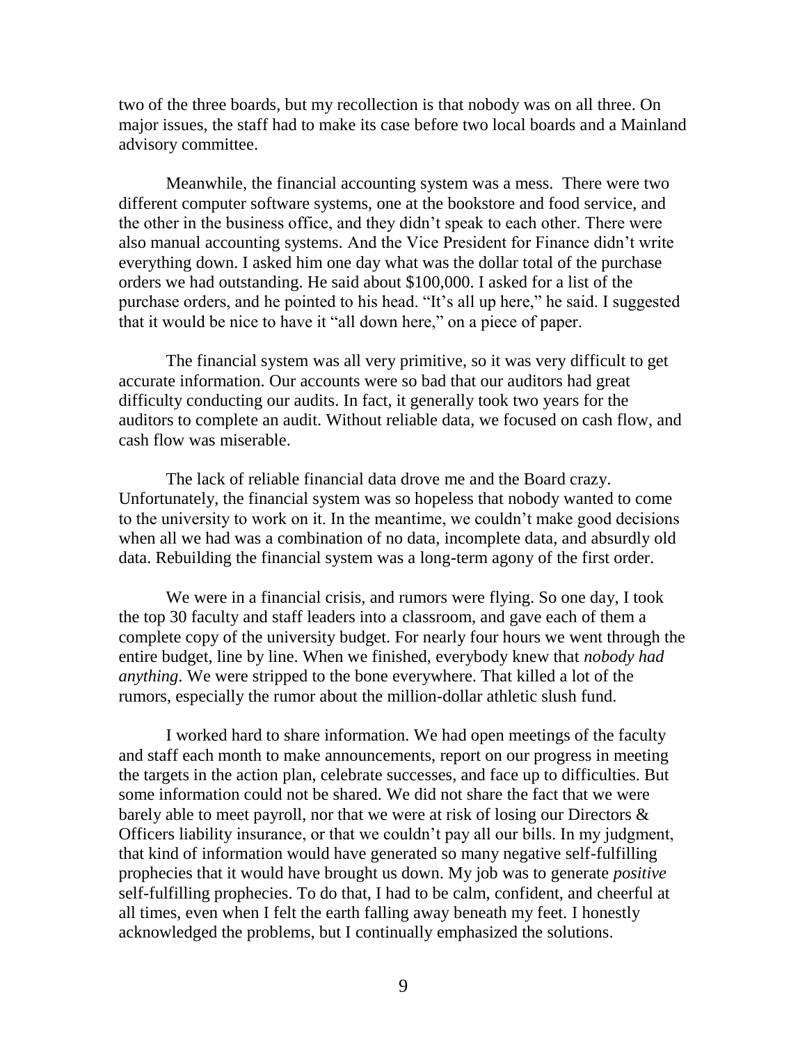two of the three boards, but my recollection is that nobody was on all three. On major issues, the staff had to make its case before two local boards and a Mainland advisory committee.

Meanwhile, the financial accounting system was a mess. There were two different computer software systems, one at the bookstore and food service, and the other in the business office, and they didn't speak to each other. There were also manual accounting systems. And the Vice President for Finance didn't write everything down. I asked him one day what was the dollar total of the purchase orders we had outstanding. He said about $100,000. I asked for a list of the purchase orders, and he pointed to his head. "It's all up here," he said. I suggested that it would be nice to have it "all down here," on a piece of paper.

The financial system was all very primitive, so it was very difficult to get accurate information. Our accounts were so bad that our auditors had great difficulty conducting our audits. In fact, it generally took two years for the auditors to complete an audit. Without reliable data, we focused on cash flow, and cash flow was miserable.

The lack of reliable financial data drove me and the Board crazy. Unfortunately, the financial system was so hopeless that nobody wanted to come to the university to work on it. In the meantime, we couldn't make good decisions when all we had was a combination of no data, incomplete data, and absurdly old data. Rebuilding the financial system was a long-term agony of the first order.

We were in a financial crisis, and rumors were flying. So one day, I took the top 30 faculty and staff leaders into a classroom, and gave each of them a complete copy of the university budget. For nearly four hours we went through the entire budget, line by line. When we finished, everybody knew that *nobody had anything*. We were stripped to the bone everywhere. That killed a lot of the rumors, especially the rumor about the million-dollar athletic slush fund.

I worked hard to share information. We had open meetings of the faculty and staff each month to make announcements, report on our progress in meeting the targets in the action plan, celebrate successes, and face up to difficulties. But some information could not be shared. We did not share the fact that we were barely able to meet payroll, nor that we were at risk of losing our Directors & Officers liability insurance, or that we couldn't pay all our bills. In my judgment, that kind of information would have generated so many negative self-fulfilling prophecies that it would have brought us down. My job was to generate *positive* self-fulfilling prophecies. To do that, I had to be calm, confident, and cheerful at all times, even when I felt the earth falling away beneath my feet. I honestly acknowledged the problems, but I continually emphasized the solutions.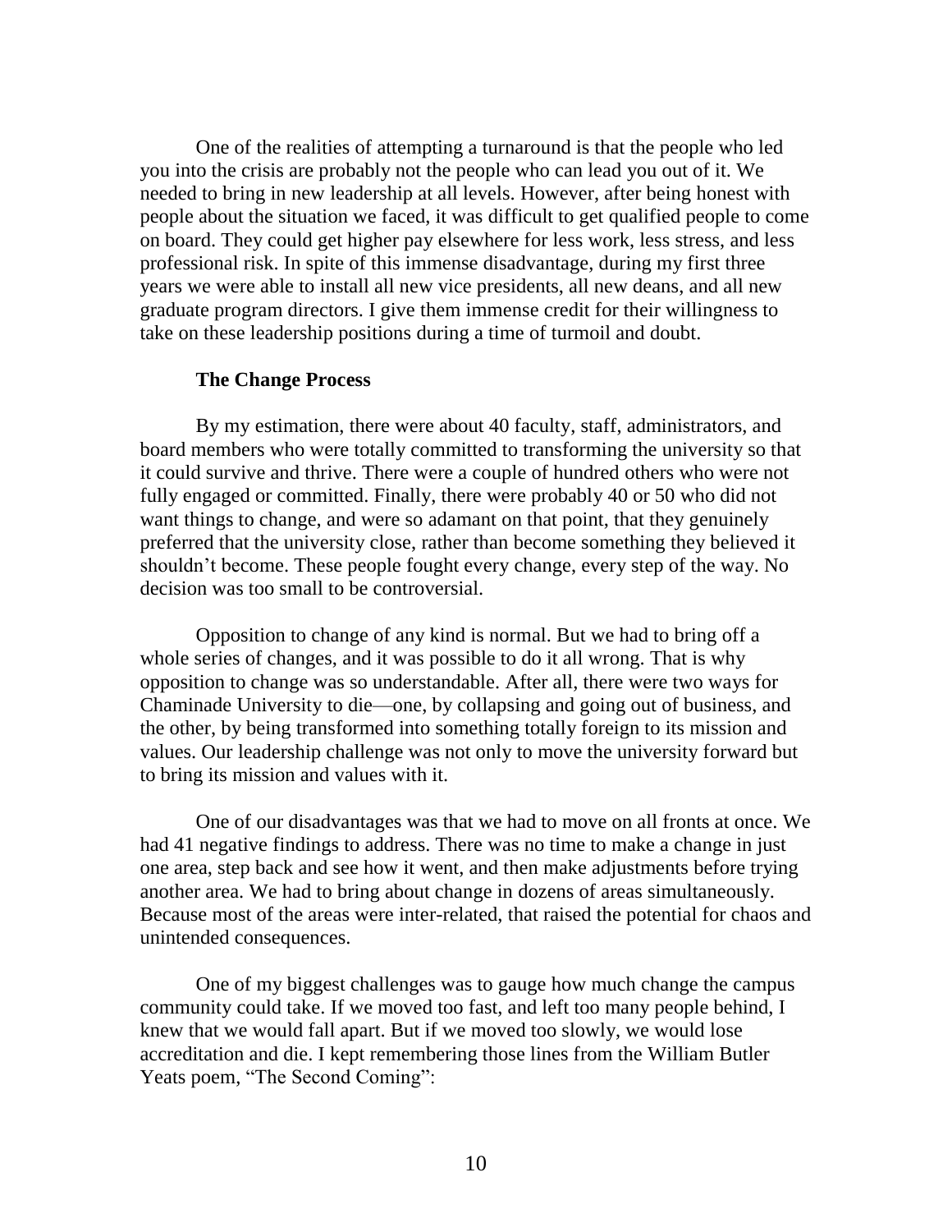One of the realities of attempting a turnaround is that the people who led you into the crisis are probably not the people who can lead you out of it. We needed to bring in new leadership at all levels. However, after being honest with people about the situation we faced, it was difficult to get qualified people to come on board. They could get higher pay elsewhere for less work, less stress, and less professional risk. In spite of this immense disadvantage, during my first three years we were able to install all new vice presidents, all new deans, and all new graduate program directors. I give them immense credit for their willingness to take on these leadership positions during a time of turmoil and doubt.

**The Change Process**

By my estimation, there were about 40 faculty, staff, administrators, and board members who were totally committed to transforming the university so that it could survive and thrive. There were a couple of hundred others who were not fully engaged or committed. Finally, there were probably 40 or 50 who did not want things to change, and were so adamant on that point, that they genuinely preferred that the university close, rather than become something they believed it shouldn't become. These people fought every change, every step of the way. No decision was too small to be controversial.

Opposition to change of any kind is normal. But we had to bring off a whole series of changes, and it was possible to do it all wrong. That is why opposition to change was so understandable. After all, there were two ways for Chaminade University to die—one, by collapsing and going out of business, and the other, by being transformed into something totally foreign to its mission and values. Our leadership challenge was not only to move the university forward but to bring its mission and values with it.

One of our disadvantages was that we had to move on all fronts at once. We had 41 negative findings to address. There was no time to make a change in just one area, step back and see how it went, and then make adjustments before trying another area. We had to bring about change in dozens of areas simultaneously. Because most of the areas were inter-related, that raised the potential for chaos and unintended consequences.

One of my biggest challenges was to gauge how much change the campus community could take. If we moved too fast, and left too many people behind, I knew that we would fall apart. But if we moved too slowly, we would lose accreditation and die. I kept remembering those lines from the William Butler Yeats poem, "The Second Coming":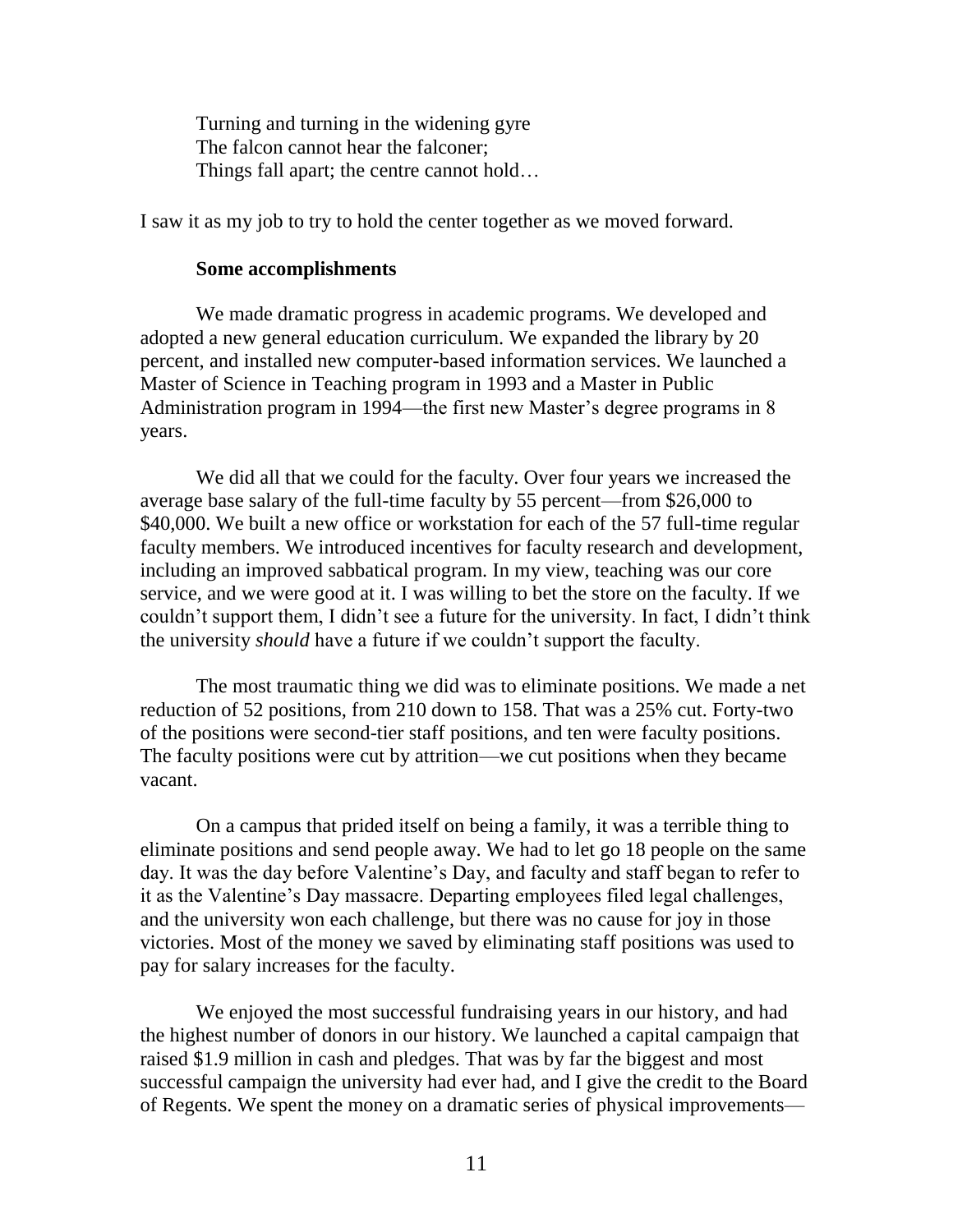> Turning and turning in the widening gyre
> The falcon cannot hear the falconer;
> Things fall apart; the centre cannot hold…

I saw it as my job to try to hold the center together as we moved forward.

### Some accomplishments

We made dramatic progress in academic programs. We developed and adopted a new general education curriculum. We expanded the library by 20 percent, and installed new computer-based information services. We launched a Master of Science in Teaching program in 1993 and a Master in Public Administration program in 1994—the first new Master's degree programs in 8 years.

We did all that we could for the faculty. Over four years we increased the average base salary of the full-time faculty by 55 percent—from \$26,000 to \$40,000. We built a new office or workstation for each of the 57 full-time regular faculty members. We introduced incentives for faculty research and development, including an improved sabbatical program. In my view, teaching was our core service, and we were good at it. I was willing to bet the store on the faculty. If we couldn't support them, I didn't see a future for the university. In fact, I didn't think the university *should* have a future if we couldn't support the faculty.

The most traumatic thing we did was to eliminate positions. We made a net reduction of 52 positions, from 210 down to 158. That was a 25% cut. Forty-two of the positions were second-tier staff positions, and ten were faculty positions. The faculty positions were cut by attrition—we cut positions when they became vacant.

On a campus that prided itself on being a family, it was a terrible thing to eliminate positions and send people away. We had to let go 18 people on the same day. It was the day before Valentine's Day, and faculty and staff began to refer to it as the Valentine's Day massacre. Departing employees filed legal challenges, and the university won each challenge, but there was no cause for joy in those victories. Most of the money we saved by eliminating staff positions was used to pay for salary increases for the faculty.

We enjoyed the most successful fundraising years in our history, and had the highest number of donors in our history. We launched a capital campaign that raised \$1.9 million in cash and pledges. That was by far the biggest and most successful campaign the university had ever had, and I give the credit to the Board of Regents. We spent the money on a dramatic series of physical improvements—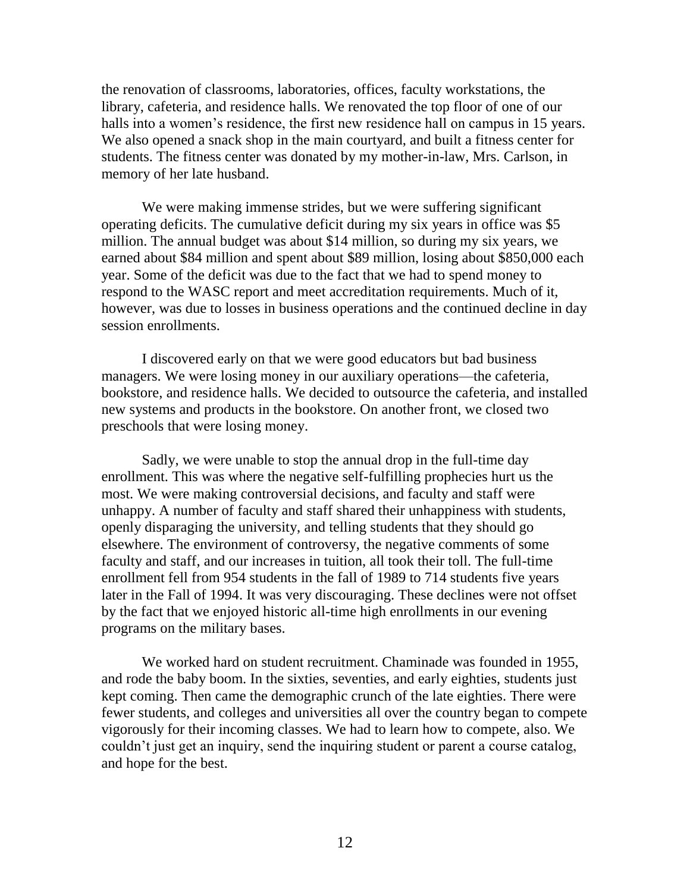the renovation of classrooms, laboratories, offices, faculty workstations, the library, cafeteria, and residence halls. We renovated the top floor of one of our halls into a women's residence, the first new residence hall on campus in 15 years. We also opened a snack shop in the main courtyard, and built a fitness center for students. The fitness center was donated by my mother-in-law, Mrs. Carlson, in memory of her late husband.

We were making immense strides, but we were suffering significant operating deficits. The cumulative deficit during my six years in office was $5 million. The annual budget was about $14 million, so during my six years, we earned about $84 million and spent about $89 million, losing about $850,000 each year. Some of the deficit was due to the fact that we had to spend money to respond to the WASC report and meet accreditation requirements. Much of it, however, was due to losses in business operations and the continued decline in day session enrollments.

I discovered early on that we were good educators but bad business managers. We were losing money in our auxiliary operations—the cafeteria, bookstore, and residence halls. We decided to outsource the cafeteria, and installed new systems and products in the bookstore. On another front, we closed two preschools that were losing money.

Sadly, we were unable to stop the annual drop in the full-time day enrollment. This was where the negative self-fulfilling prophecies hurt us the most. We were making controversial decisions, and faculty and staff were unhappy. A number of faculty and staff shared their unhappiness with students, openly disparaging the university, and telling students that they should go elsewhere. The environment of controversy, the negative comments of some faculty and staff, and our increases in tuition, all took their toll. The full-time enrollment fell from 954 students in the fall of 1989 to 714 students five years later in the Fall of 1994. It was very discouraging. These declines were not offset by the fact that we enjoyed historic all-time high enrollments in our evening programs on the military bases.

We worked hard on student recruitment. Chaminade was founded in 1955, and rode the baby boom. In the sixties, seventies, and early eighties, students just kept coming. Then came the demographic crunch of the late eighties. There were fewer students, and colleges and universities all over the country began to compete vigorously for their incoming classes. We had to learn how to compete, also. We couldn't just get an inquiry, send the inquiring student or parent a course catalog, and hope for the best.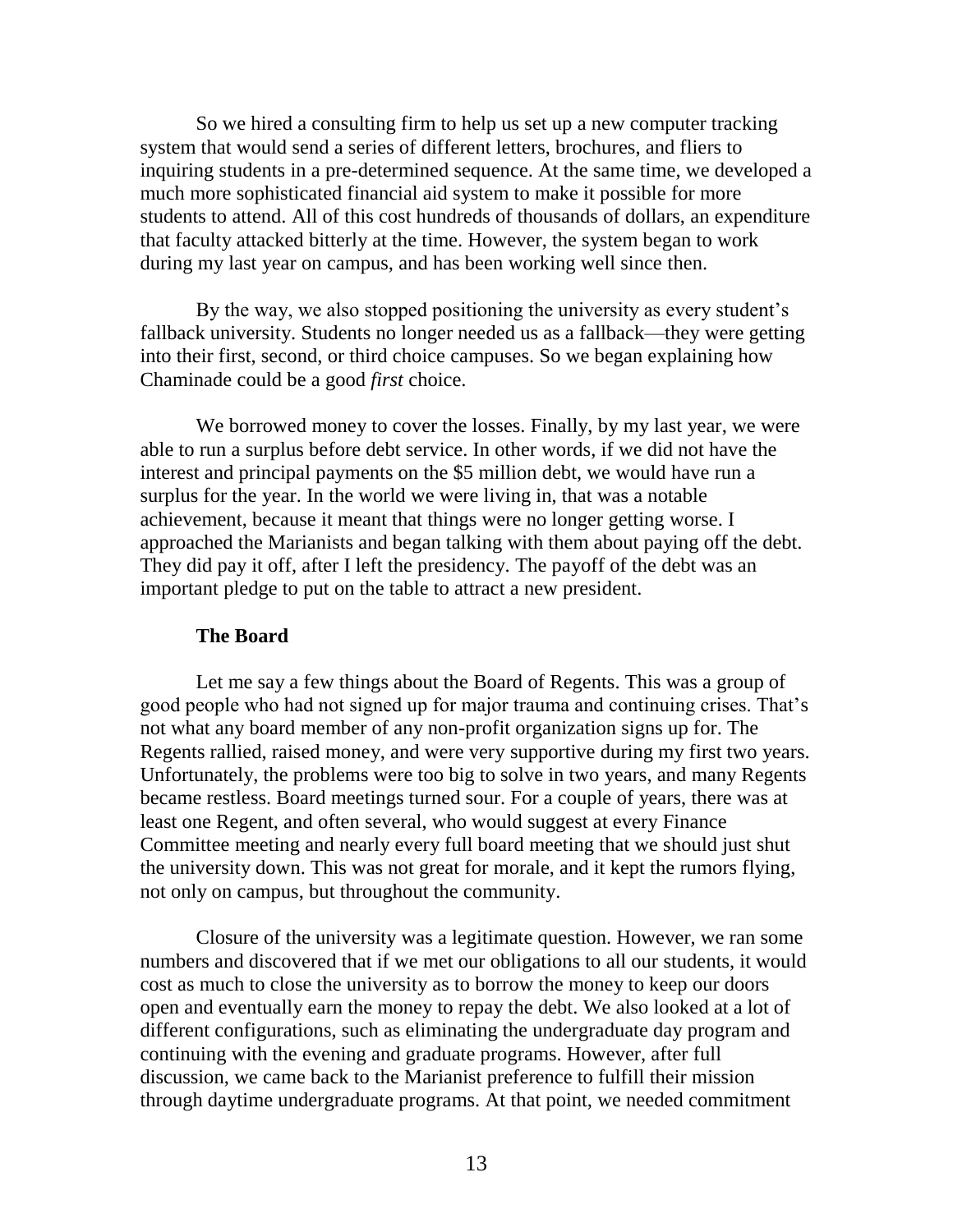So we hired a consulting firm to help us set up a new computer tracking system that would send a series of different letters, brochures, and fliers to inquiring students in a pre-determined sequence. At the same time, we developed a much more sophisticated financial aid system to make it possible for more students to attend. All of this cost hundreds of thousands of dollars, an expenditure that faculty attacked bitterly at the time. However, the system began to work during my last year on campus, and has been working well since then.

By the way, we also stopped positioning the university as every student's fallback university. Students no longer needed us as a fallback—they were getting into their first, second, or third choice campuses. So we began explaining how Chaminade could be a good *first* choice.

We borrowed money to cover the losses. Finally, by my last year, we were able to run a surplus before debt service. In other words, if we did not have the interest and principal payments on the $5 million debt, we would have run a surplus for the year. In the world we were living in, that was a notable achievement, because it meant that things were no longer getting worse. I approached the Marianists and began talking with them about paying off the debt. They did pay it off, after I left the presidency. The payoff of the debt was an important pledge to put on the table to attract a new president.

**The Board**

Let me say a few things about the Board of Regents. This was a group of good people who had not signed up for major trauma and continuing crises. That's not what any board member of any non-profit organization signs up for. The Regents rallied, raised money, and were very supportive during my first two years. Unfortunately, the problems were too big to solve in two years, and many Regents became restless. Board meetings turned sour. For a couple of years, there was at least one Regent, and often several, who would suggest at every Finance Committee meeting and nearly every full board meeting that we should just shut the university down. This was not great for morale, and it kept the rumors flying, not only on campus, but throughout the community.

Closure of the university was a legitimate question. However, we ran some numbers and discovered that if we met our obligations to all our students, it would cost as much to close the university as to borrow the money to keep our doors open and eventually earn the money to repay the debt. We also looked at a lot of different configurations, such as eliminating the undergraduate day program and continuing with the evening and graduate programs. However, after full discussion, we came back to the Marianist preference to fulfill their mission through daytime undergraduate programs. At that point, we needed commitment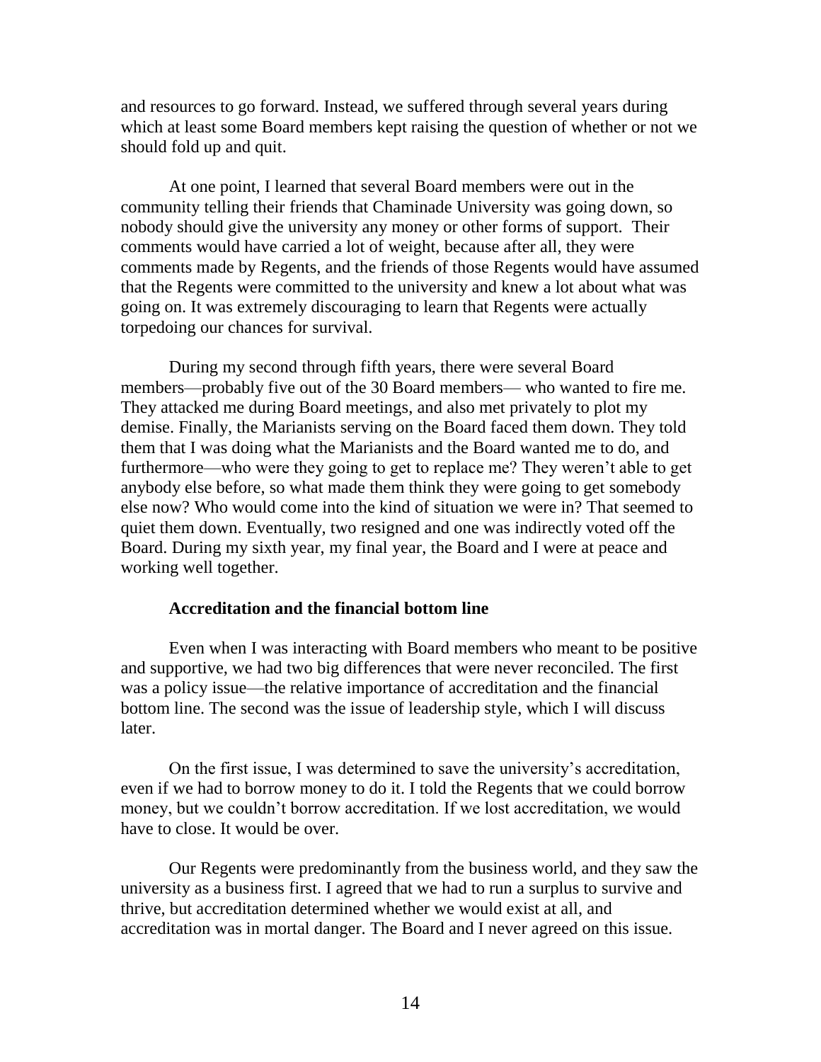and resources to go forward. Instead, we suffered through several years during which at least some Board members kept raising the question of whether or not we should fold up and quit.

At one point, I learned that several Board members were out in the community telling their friends that Chaminade University was going down, so nobody should give the university any money or other forms of support. Their comments would have carried a lot of weight, because after all, they were comments made by Regents, and the friends of those Regents would have assumed that the Regents were committed to the university and knew a lot about what was going on. It was extremely discouraging to learn that Regents were actually torpedoing our chances for survival.

During my second through fifth years, there were several Board members—probably five out of the 30 Board members— who wanted to fire me. They attacked me during Board meetings, and also met privately to plot my demise. Finally, the Marianists serving on the Board faced them down. They told them that I was doing what the Marianists and the Board wanted me to do, and furthermore—who were they going to get to replace me? They weren't able to get anybody else before, so what made them think they were going to get somebody else now? Who would come into the kind of situation we were in? That seemed to quiet them down. Eventually, two resigned and one was indirectly voted off the Board. During my sixth year, my final year, the Board and I were at peace and working well together.

### Accreditation and the financial bottom line

Even when I was interacting with Board members who meant to be positive and supportive, we had two big differences that were never reconciled. The first was a policy issue—the relative importance of accreditation and the financial bottom line. The second was the issue of leadership style, which I will discuss later.

On the first issue, I was determined to save the university's accreditation, even if we had to borrow money to do it. I told the Regents that we could borrow money, but we couldn't borrow accreditation. If we lost accreditation, we would have to close. It would be over.

Our Regents were predominantly from the business world, and they saw the university as a business first. I agreed that we had to run a surplus to survive and thrive, but accreditation determined whether we would exist at all, and accreditation was in mortal danger. The Board and I never agreed on this issue.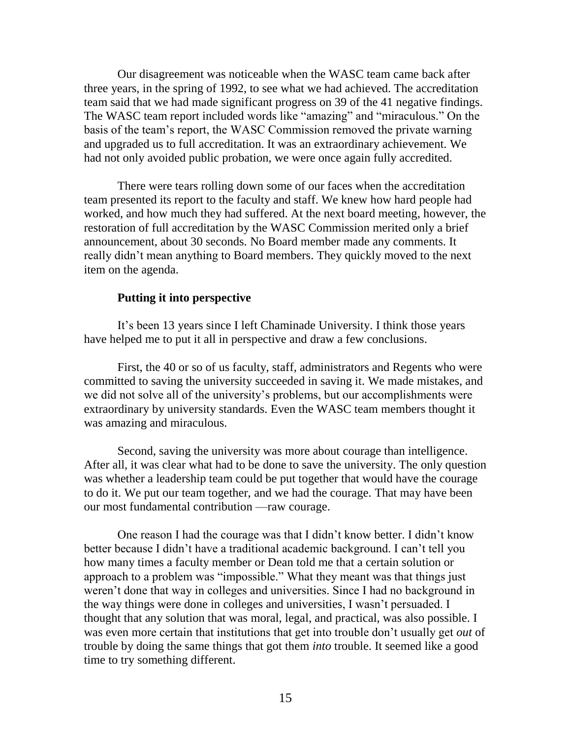Our disagreement was noticeable when the WASC team came back after three years, in the spring of 1992, to see what we had achieved. The accreditation team said that we had made significant progress on 39 of the 41 negative findings. The WASC team report included words like "amazing" and "miraculous." On the basis of the team's report, the WASC Commission removed the private warning and upgraded us to full accreditation. It was an extraordinary achievement. We had not only avoided public probation, we were once again fully accredited.

There were tears rolling down some of our faces when the accreditation team presented its report to the faculty and staff. We knew how hard people had worked, and how much they had suffered. At the next board meeting, however, the restoration of full accreditation by the WASC Commission merited only a brief announcement, about 30 seconds. No Board member made any comments. It really didn't mean anything to Board members. They quickly moved to the next item on the agenda.

**Putting it into perspective**

It's been 13 years since I left Chaminade University. I think those years have helped me to put it all in perspective and draw a few conclusions.

First, the 40 or so of us faculty, staff, administrators and Regents who were committed to saving the university succeeded in saving it. We made mistakes, and we did not solve all of the university's problems, but our accomplishments were extraordinary by university standards. Even the WASC team members thought it was amazing and miraculous.

Second, saving the university was more about courage than intelligence. After all, it was clear what had to be done to save the university. The only question was whether a leadership team could be put together that would have the courage to do it. We put our team together, and we had the courage. That may have been our most fundamental contribution —raw courage.

One reason I had the courage was that I didn't know better. I didn't know better because I didn't have a traditional academic background. I can't tell you how many times a faculty member or Dean told me that a certain solution or approach to a problem was "impossible." What they meant was that things just weren't done that way in colleges and universities. Since I had no background in the way things were done in colleges and universities, I wasn't persuaded. I thought that any solution that was moral, legal, and practical, was also possible. I was even more certain that institutions that get into trouble don't usually get *out* of trouble by doing the same things that got them *into* trouble. It seemed like a good time to try something different.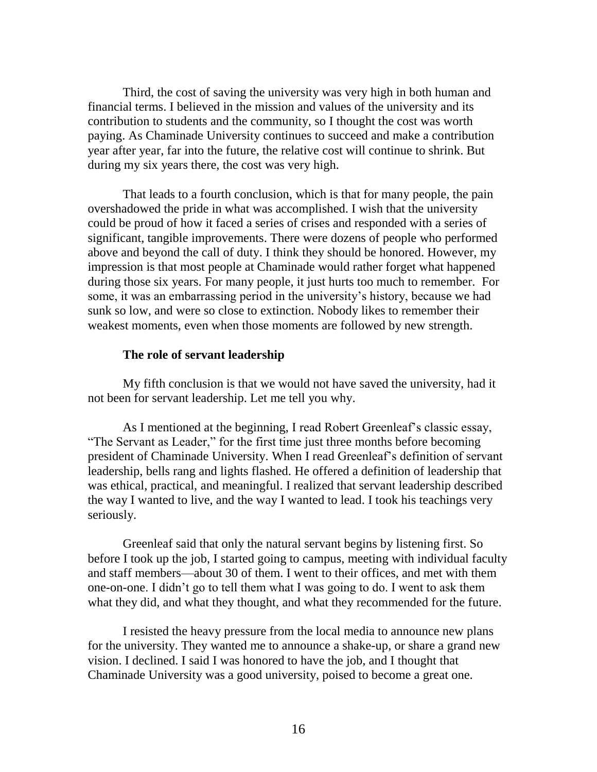Third, the cost of saving the university was very high in both human and financial terms. I believed in the mission and values of the university and its contribution to students and the community, so I thought the cost was worth paying. As Chaminade University continues to succeed and make a contribution year after year, far into the future, the relative cost will continue to shrink. But during my six years there, the cost was very high.

That leads to a fourth conclusion, which is that for many people, the pain overshadowed the pride in what was accomplished. I wish that the university could be proud of how it faced a series of crises and responded with a series of significant, tangible improvements. There were dozens of people who performed above and beyond the call of duty. I think they should be honored. However, my impression is that most people at Chaminade would rather forget what happened during those six years. For many people, it just hurts too much to remember. For some, it was an embarrassing period in the university's history, because we had sunk so low, and were so close to extinction. Nobody likes to remember their weakest moments, even when those moments are followed by new strength.

### The role of servant leadership

My fifth conclusion is that we would not have saved the university, had it not been for servant leadership. Let me tell you why.

As I mentioned at the beginning, I read Robert Greenleaf's classic essay, "The Servant as Leader," for the first time just three months before becoming president of Chaminade University. When I read Greenleaf's definition of servant leadership, bells rang and lights flashed. He offered a definition of leadership that was ethical, practical, and meaningful. I realized that servant leadership described the way I wanted to live, and the way I wanted to lead. I took his teachings very seriously.

Greenleaf said that only the natural servant begins by listening first. So before I took up the job, I started going to campus, meeting with individual faculty and staff members—about 30 of them. I went to their offices, and met with them one-on-one. I didn't go to tell them what I was going to do. I went to ask them what they did, and what they thought, and what they recommended for the future.

I resisted the heavy pressure from the local media to announce new plans for the university. They wanted me to announce a shake-up, or share a grand new vision. I declined. I said I was honored to have the job, and I thought that Chaminade University was a good university, poised to become a great one.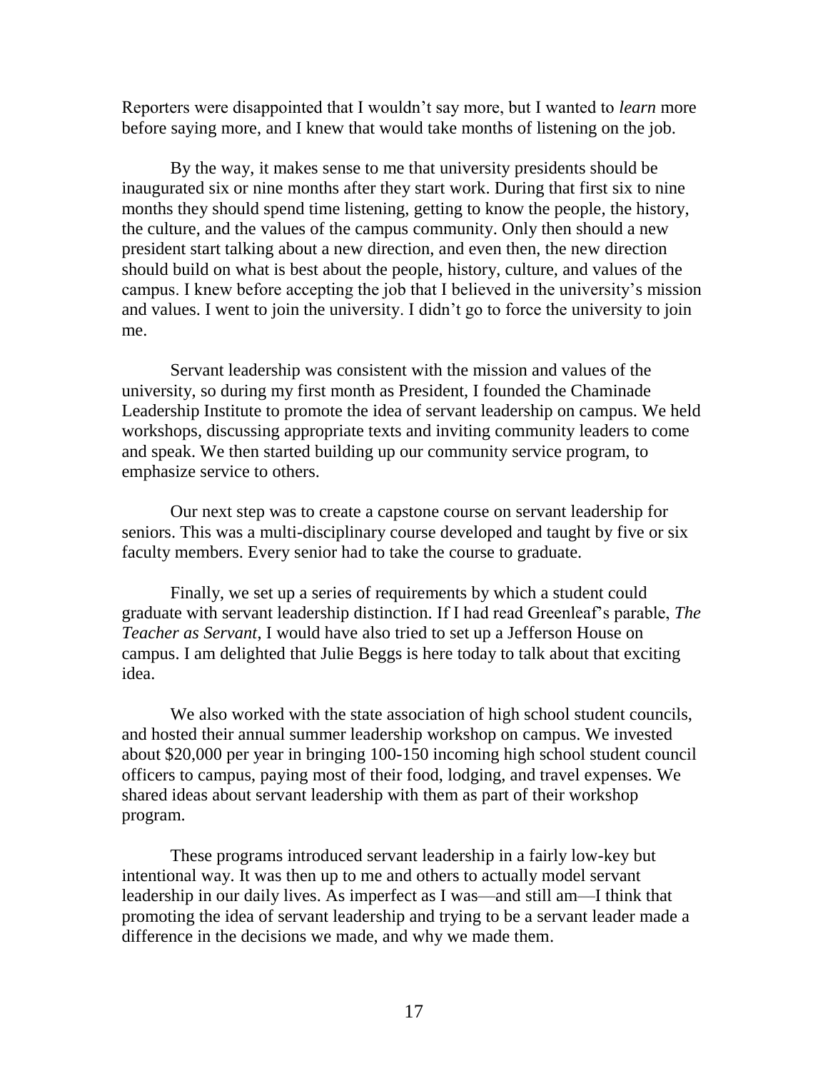Reporters were disappointed that I wouldn't say more, but I wanted to *learn* more before saying more, and I knew that would take months of listening on the job.

By the way, it makes sense to me that university presidents should be inaugurated six or nine months after they start work. During that first six to nine months they should spend time listening, getting to know the people, the history, the culture, and the values of the campus community. Only then should a new president start talking about a new direction, and even then, the new direction should build on what is best about the people, history, culture, and values of the campus. I knew before accepting the job that I believed in the university's mission and values. I went to join the university. I didn't go to force the university to join me.

Servant leadership was consistent with the mission and values of the university, so during my first month as President, I founded the Chaminade Leadership Institute to promote the idea of servant leadership on campus. We held workshops, discussing appropriate texts and inviting community leaders to come and speak. We then started building up our community service program, to emphasize service to others.

Our next step was to create a capstone course on servant leadership for seniors. This was a multi-disciplinary course developed and taught by five or six faculty members. Every senior had to take the course to graduate.

Finally, we set up a series of requirements by which a student could graduate with servant leadership distinction. If I had read Greenleaf's parable, *The Teacher as Servant*, I would have also tried to set up a Jefferson House on campus. I am delighted that Julie Beggs is here today to talk about that exciting idea.

We also worked with the state association of high school student councils, and hosted their annual summer leadership workshop on campus. We invested about $20,000 per year in bringing 100-150 incoming high school student council officers to campus, paying most of their food, lodging, and travel expenses. We shared ideas about servant leadership with them as part of their workshop program.

These programs introduced servant leadership in a fairly low-key but intentional way. It was then up to me and others to actually model servant leadership in our daily lives. As imperfect as I was—and still am—I think that promoting the idea of servant leadership and trying to be a servant leader made a difference in the decisions we made, and why we made them.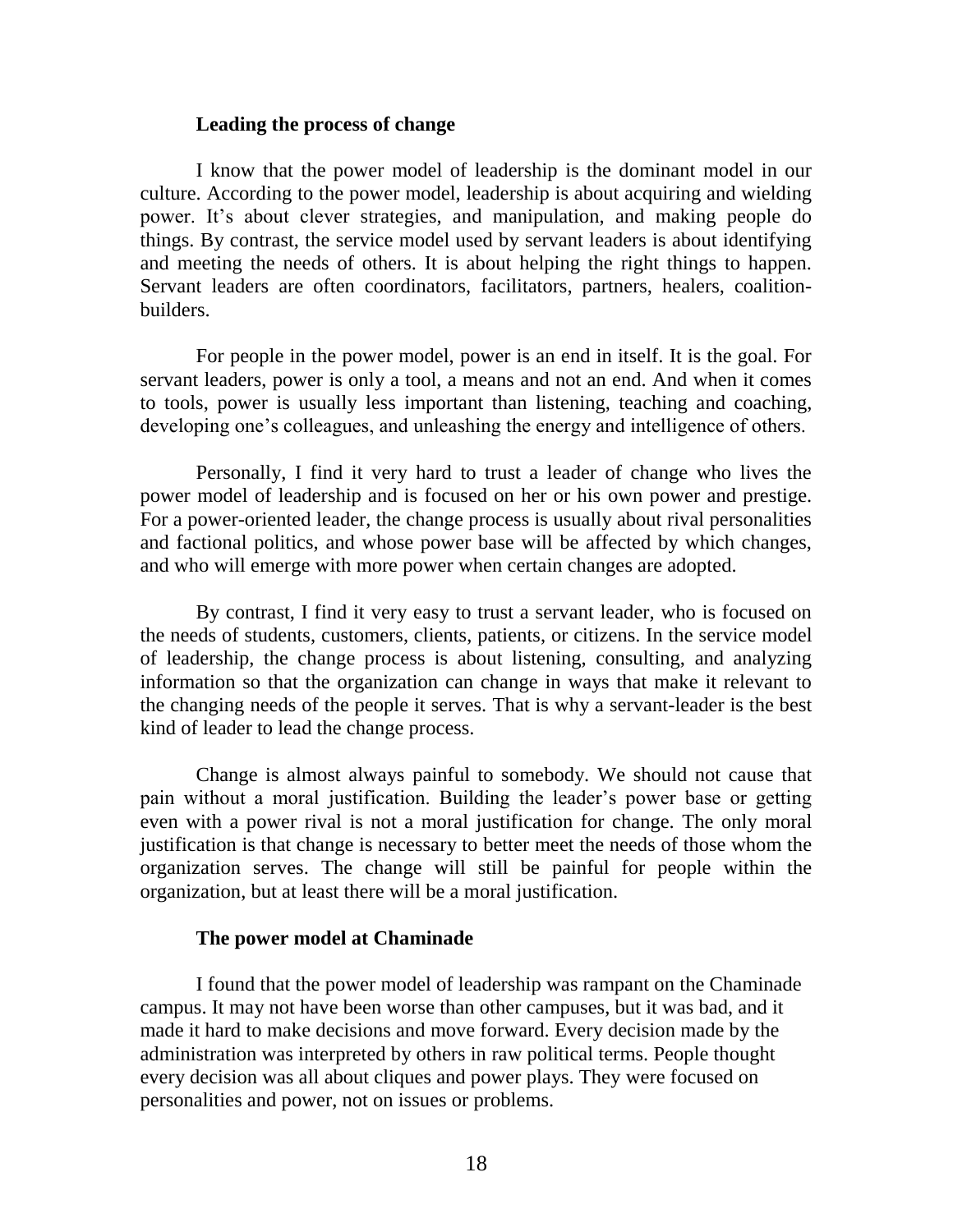### Leading the process of change

I know that the power model of leadership is the dominant model in our culture. According to the power model, leadership is about acquiring and wielding power. It's about clever strategies, and manipulation, and making people do things. By contrast, the service model used by servant leaders is about identifying and meeting the needs of others. It is about helping the right things to happen. Servant leaders are often coordinators, facilitators, partners, healers, coalition-builders.

For people in the power model, power is an end in itself. It is the goal. For servant leaders, power is only a tool, a means and not an end. And when it comes to tools, power is usually less important than listening, teaching and coaching, developing one's colleagues, and unleashing the energy and intelligence of others.

Personally, I find it very hard to trust a leader of change who lives the power model of leadership and is focused on her or his own power and prestige. For a power-oriented leader, the change process is usually about rival personalities and factional politics, and whose power base will be affected by which changes, and who will emerge with more power when certain changes are adopted.

By contrast, I find it very easy to trust a servant leader, who is focused on the needs of students, customers, clients, patients, or citizens. In the service model of leadership, the change process is about listening, consulting, and analyzing information so that the organization can change in ways that make it relevant to the changing needs of the people it serves. That is why a servant-leader is the best kind of leader to lead the change process.

Change is almost always painful to somebody. We should not cause that pain without a moral justification. Building the leader's power base or getting even with a power rival is not a moral justification for change. The only moral justification is that change is necessary to better meet the needs of those whom the organization serves. The change will still be painful for people within the organization, but at least there will be a moral justification.

### The power model at Chaminade

I found that the power model of leadership was rampant on the Chaminade campus. It may not have been worse than other campuses, but it was bad, and it made it hard to make decisions and move forward. Every decision made by the administration was interpreted by others in raw political terms. People thought every decision was all about cliques and power plays. They were focused on personalities and power, not on issues or problems.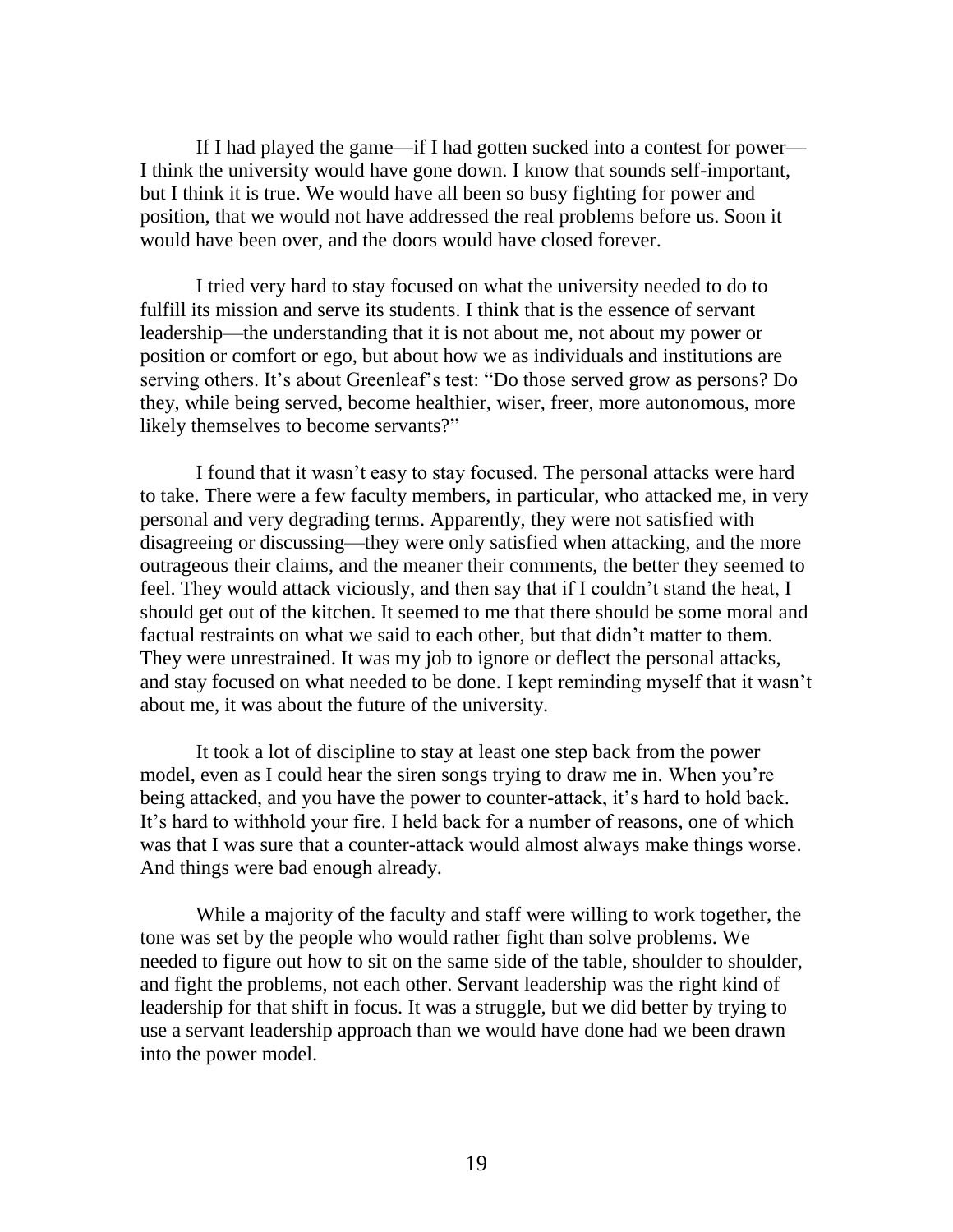If I had played the game—if I had gotten sucked into a contest for power—I think the university would have gone down. I know that sounds self-important, but I think it is true. We would have all been so busy fighting for power and position, that we would not have addressed the real problems before us. Soon it would have been over, and the doors would have closed forever.

I tried very hard to stay focused on what the university needed to do to fulfill its mission and serve its students. I think that is the essence of servant leadership—the understanding that it is not about me, not about my power or position or comfort or ego, but about how we as individuals and institutions are serving others. It's about Greenleaf's test: "Do those served grow as persons? Do they, while being served, become healthier, wiser, freer, more autonomous, more likely themselves to become servants?"

I found that it wasn't easy to stay focused. The personal attacks were hard to take. There were a few faculty members, in particular, who attacked me, in very personal and very degrading terms. Apparently, they were not satisfied with disagreeing or discussing—they were only satisfied when attacking, and the more outrageous their claims, and the meaner their comments, the better they seemed to feel. They would attack viciously, and then say that if I couldn't stand the heat, I should get out of the kitchen. It seemed to me that there should be some moral and factual restraints on what we said to each other, but that didn't matter to them. They were unrestrained. It was my job to ignore or deflect the personal attacks, and stay focused on what needed to be done. I kept reminding myself that it wasn't about me, it was about the future of the university.

It took a lot of discipline to stay at least one step back from the power model, even as I could hear the siren songs trying to draw me in. When you're being attacked, and you have the power to counter-attack, it's hard to hold back. It's hard to withhold your fire. I held back for a number of reasons, one of which was that I was sure that a counter-attack would almost always make things worse. And things were bad enough already.

While a majority of the faculty and staff were willing to work together, the tone was set by the people who would rather fight than solve problems. We needed to figure out how to sit on the same side of the table, shoulder to shoulder, and fight the problems, not each other. Servant leadership was the right kind of leadership for that shift in focus. It was a struggle, but we did better by trying to use a servant leadership approach than we would have done had we been drawn into the power model.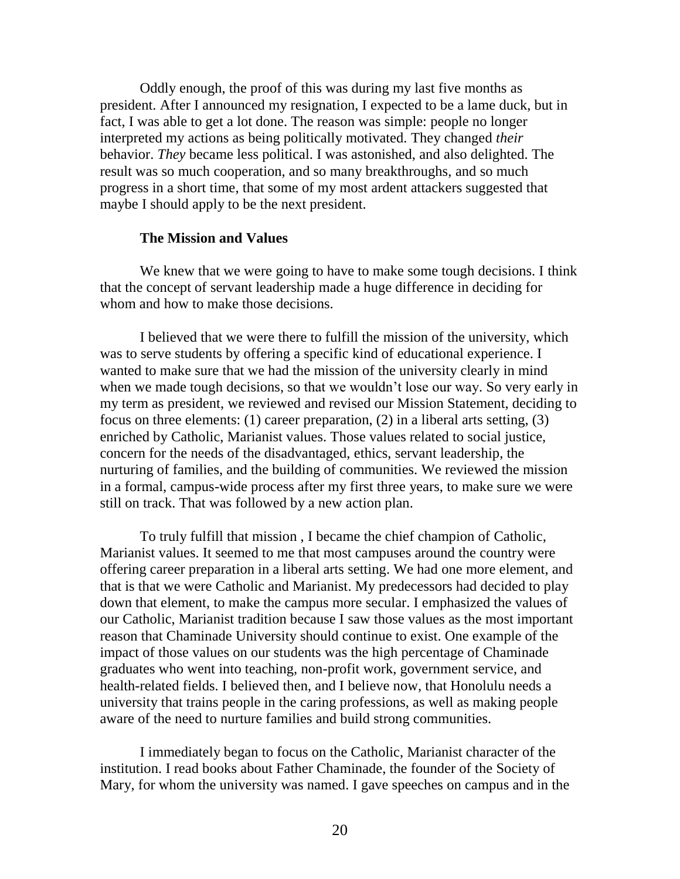Oddly enough, the proof of this was during my last five months as president. After I announced my resignation, I expected to be a lame duck, but in fact, I was able to get a lot done. The reason was simple: people no longer interpreted my actions as being politically motivated. They changed *their* behavior. *They* became less political. I was astonished, and also delighted. The result was so much cooperation, and so many breakthroughs, and so much progress in a short time, that some of my most ardent attackers suggested that maybe I should apply to be the next president.

**The Mission and Values**

We knew that we were going to have to make some tough decisions. I think that the concept of servant leadership made a huge difference in deciding for whom and how to make those decisions.

I believed that we were there to fulfill the mission of the university, which was to serve students by offering a specific kind of educational experience. I wanted to make sure that we had the mission of the university clearly in mind when we made tough decisions, so that we wouldn't lose our way. So very early in my term as president, we reviewed and revised our Mission Statement, deciding to focus on three elements: (1) career preparation, (2) in a liberal arts setting, (3) enriched by Catholic, Marianist values. Those values related to social justice, concern for the needs of the disadvantaged, ethics, servant leadership, the nurturing of families, and the building of communities. We reviewed the mission in a formal, campus-wide process after my first three years, to make sure we were still on track. That was followed by a new action plan.

To truly fulfill that mission , I became the chief champion of Catholic, Marianist values. It seemed to me that most campuses around the country were offering career preparation in a liberal arts setting. We had one more element, and that is that we were Catholic and Marianist. My predecessors had decided to play down that element, to make the campus more secular. I emphasized the values of our Catholic, Marianist tradition because I saw those values as the most important reason that Chaminade University should continue to exist. One example of the impact of those values on our students was the high percentage of Chaminade graduates who went into teaching, non-profit work, government service, and health-related fields. I believed then, and I believe now, that Honolulu needs a university that trains people in the caring professions, as well as making people aware of the need to nurture families and build strong communities.

I immediately began to focus on the Catholic, Marianist character of the institution. I read books about Father Chaminade, the founder of the Society of Mary, for whom the university was named. I gave speeches on campus and in the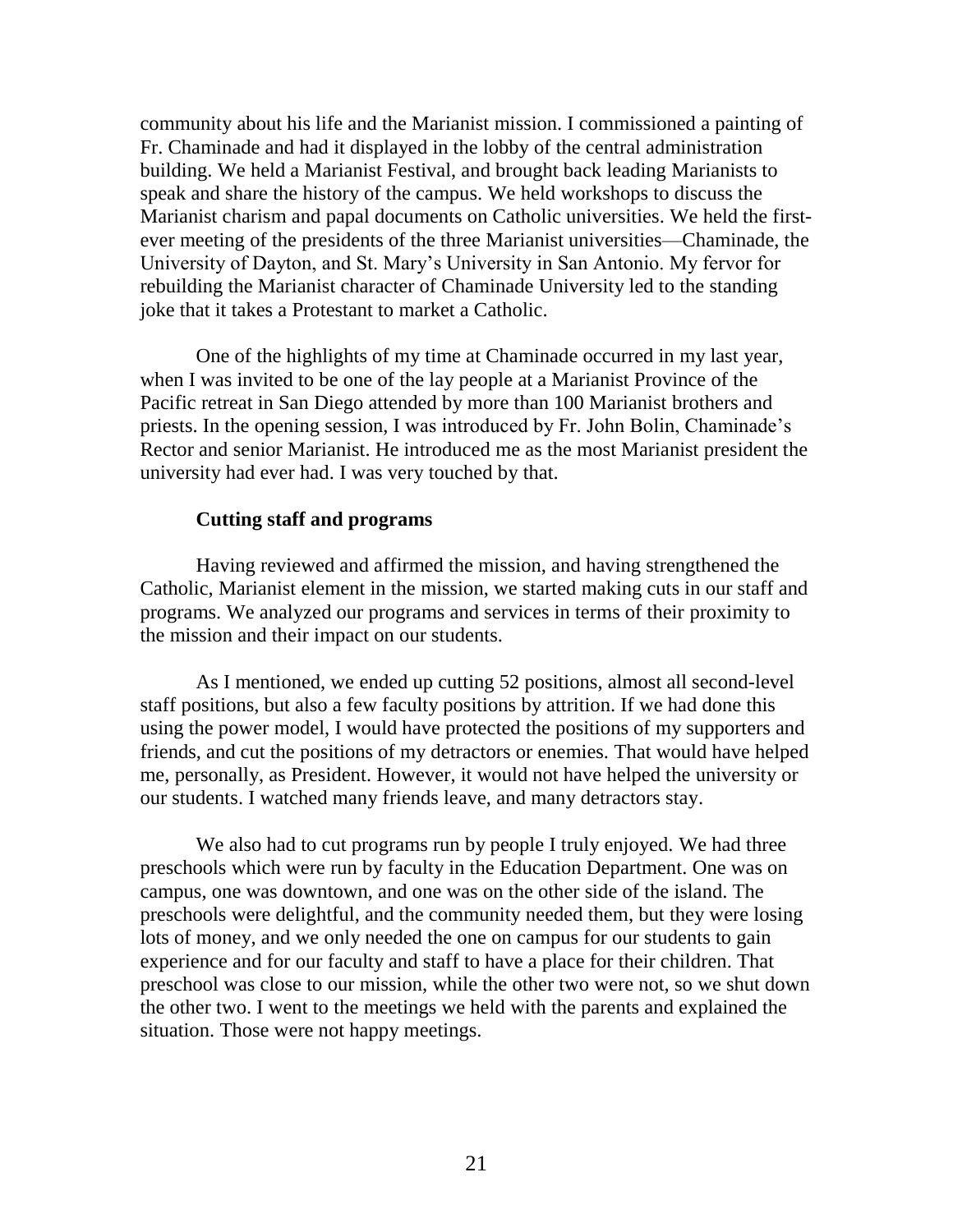community about his life and the Marianist mission. I commissioned a painting of Fr. Chaminade and had it displayed in the lobby of the central administration building. We held a Marianist Festival, and brought back leading Marianists to speak and share the history of the campus. We held workshops to discuss the Marianist charism and papal documents on Catholic universities. We held the first-ever meeting of the presidents of the three Marianist universities—Chaminade, the University of Dayton, and St. Mary's University in San Antonio. My fervor for rebuilding the Marianist character of Chaminade University led to the standing joke that it takes a Protestant to market a Catholic.

One of the highlights of my time at Chaminade occurred in my last year, when I was invited to be one of the lay people at a Marianist Province of the Pacific retreat in San Diego attended by more than 100 Marianist brothers and priests. In the opening session, I was introduced by Fr. John Bolin, Chaminade's Rector and senior Marianist. He introduced me as the most Marianist president the university had ever had. I was very touched by that.

### Cutting staff and programs

Having reviewed and affirmed the mission, and having strengthened the Catholic, Marianist element in the mission, we started making cuts in our staff and programs. We analyzed our programs and services in terms of their proximity to the mission and their impact on our students.

As I mentioned, we ended up cutting 52 positions, almost all second-level staff positions, but also a few faculty positions by attrition. If we had done this using the power model, I would have protected the positions of my supporters and friends, and cut the positions of my detractors or enemies. That would have helped me, personally, as President. However, it would not have helped the university or our students. I watched many friends leave, and many detractors stay.

We also had to cut programs run by people I truly enjoyed. We had three preschools which were run by faculty in the Education Department. One was on campus, one was downtown, and one was on the other side of the island. The preschools were delightful, and the community needed them, but they were losing lots of money, and we only needed the one on campus for our students to gain experience and for our faculty and staff to have a place for their children. That preschool was close to our mission, while the other two were not, so we shut down the other two. I went to the meetings we held with the parents and explained the situation. Those were not happy meetings.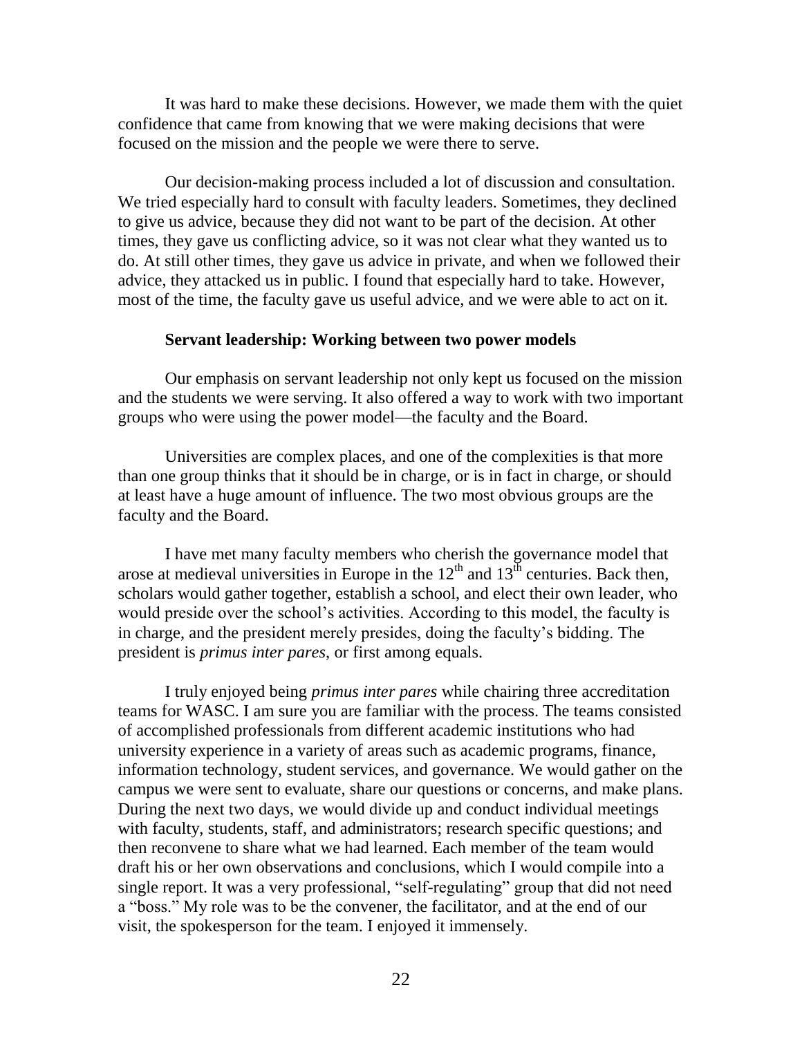It was hard to make these decisions. However, we made them with the quiet confidence that came from knowing that we were making decisions that were focused on the mission and the people we were there to serve.

Our decision-making process included a lot of discussion and consultation. We tried especially hard to consult with faculty leaders. Sometimes, they declined to give us advice, because they did not want to be part of the decision. At other times, they gave us conflicting advice, so it was not clear what they wanted us to do. At still other times, they gave us advice in private, and when we followed their advice, they attacked us in public. I found that especially hard to take. However, most of the time, the faculty gave us useful advice, and we were able to act on it.

## Servant leadership: Working between two power models

Our emphasis on servant leadership not only kept us focused on the mission and the students we were serving. It also offered a way to work with two important groups who were using the power model—the faculty and the Board.

Universities are complex places, and one of the complexities is that more than one group thinks that it should be in charge, or is in fact in charge, or should at least have a huge amount of influence. The two most obvious groups are the faculty and the Board.

I have met many faculty members who cherish the governance model that arose at medieval universities in Europe in the 12th and 13th centuries. Back then, scholars would gather together, establish a school, and elect their own leader, who would preside over the school's activities. According to this model, the faculty is in charge, and the president merely presides, doing the faculty's bidding. The president is *primus inter pares*, or first among equals.

I truly enjoyed being *primus inter pares* while chairing three accreditation teams for WASC. I am sure you are familiar with the process. The teams consisted of accomplished professionals from different academic institutions who had university experience in a variety of areas such as academic programs, finance, information technology, student services, and governance. We would gather on the campus we were sent to evaluate, share our questions or concerns, and make plans. During the next two days, we would divide up and conduct individual meetings with faculty, students, staff, and administrators; research specific questions; and then reconvene to share what we had learned. Each member of the team would draft his or her own observations and conclusions, which I would compile into a single report. It was a very professional, "self-regulating" group that did not need a "boss." My role was to be the convener, the facilitator, and at the end of our visit, the spokesperson for the team. I enjoyed it immensely.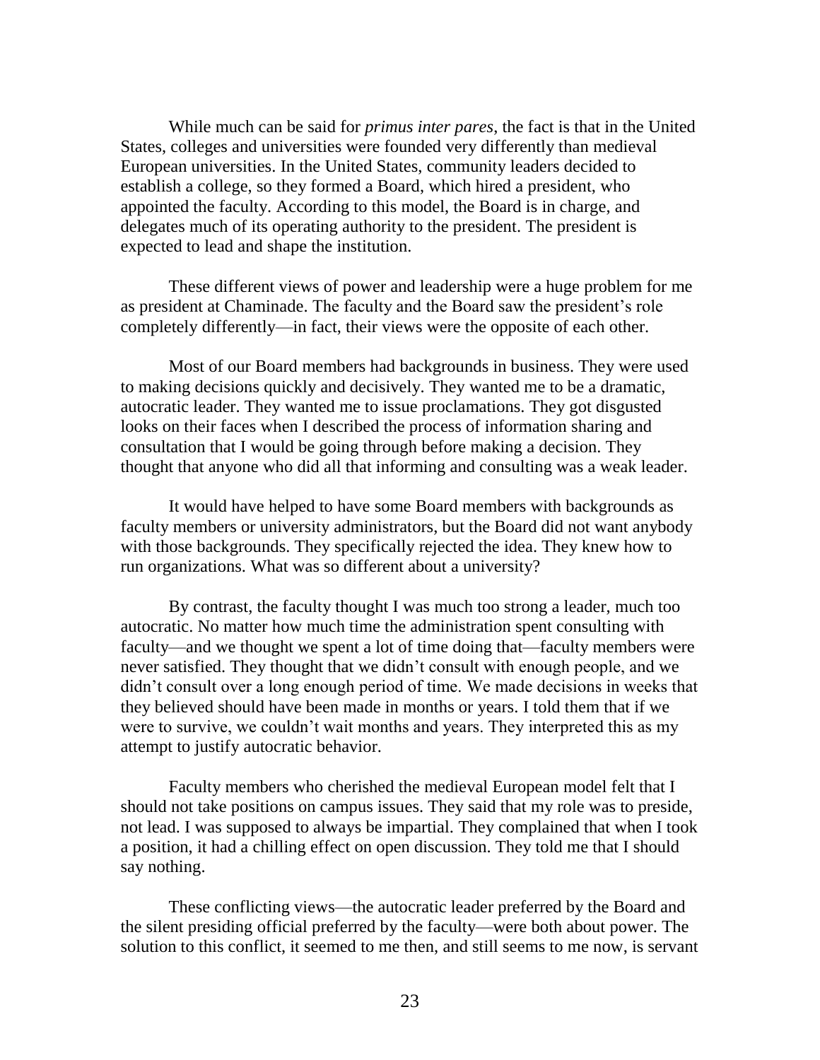While much can be said for *primus inter pares*, the fact is that in the United States, colleges and universities were founded very differently than medieval European universities. In the United States, community leaders decided to establish a college, so they formed a Board, which hired a president, who appointed the faculty. According to this model, the Board is in charge, and delegates much of its operating authority to the president. The president is expected to lead and shape the institution.

These different views of power and leadership were a huge problem for me as president at Chaminade. The faculty and the Board saw the president's role completely differently—in fact, their views were the opposite of each other.

Most of our Board members had backgrounds in business. They were used to making decisions quickly and decisively. They wanted me to be a dramatic, autocratic leader. They wanted me to issue proclamations. They got disgusted looks on their faces when I described the process of information sharing and consultation that I would be going through before making a decision. They thought that anyone who did all that informing and consulting was a weak leader.

It would have helped to have some Board members with backgrounds as faculty members or university administrators, but the Board did not want anybody with those backgrounds. They specifically rejected the idea. They knew how to run organizations. What was so different about a university?

By contrast, the faculty thought I was much too strong a leader, much too autocratic. No matter how much time the administration spent consulting with faculty—and we thought we spent a lot of time doing that—faculty members were never satisfied. They thought that we didn't consult with enough people, and we didn't consult over a long enough period of time. We made decisions in weeks that they believed should have been made in months or years. I told them that if we were to survive, we couldn't wait months and years. They interpreted this as my attempt to justify autocratic behavior.

Faculty members who cherished the medieval European model felt that I should not take positions on campus issues. They said that my role was to preside, not lead. I was supposed to always be impartial. They complained that when I took a position, it had a chilling effect on open discussion. They told me that I should say nothing.

These conflicting views—the autocratic leader preferred by the Board and the silent presiding official preferred by the faculty—were both about power. The solution to this conflict, it seemed to me then, and still seems to me now, is servant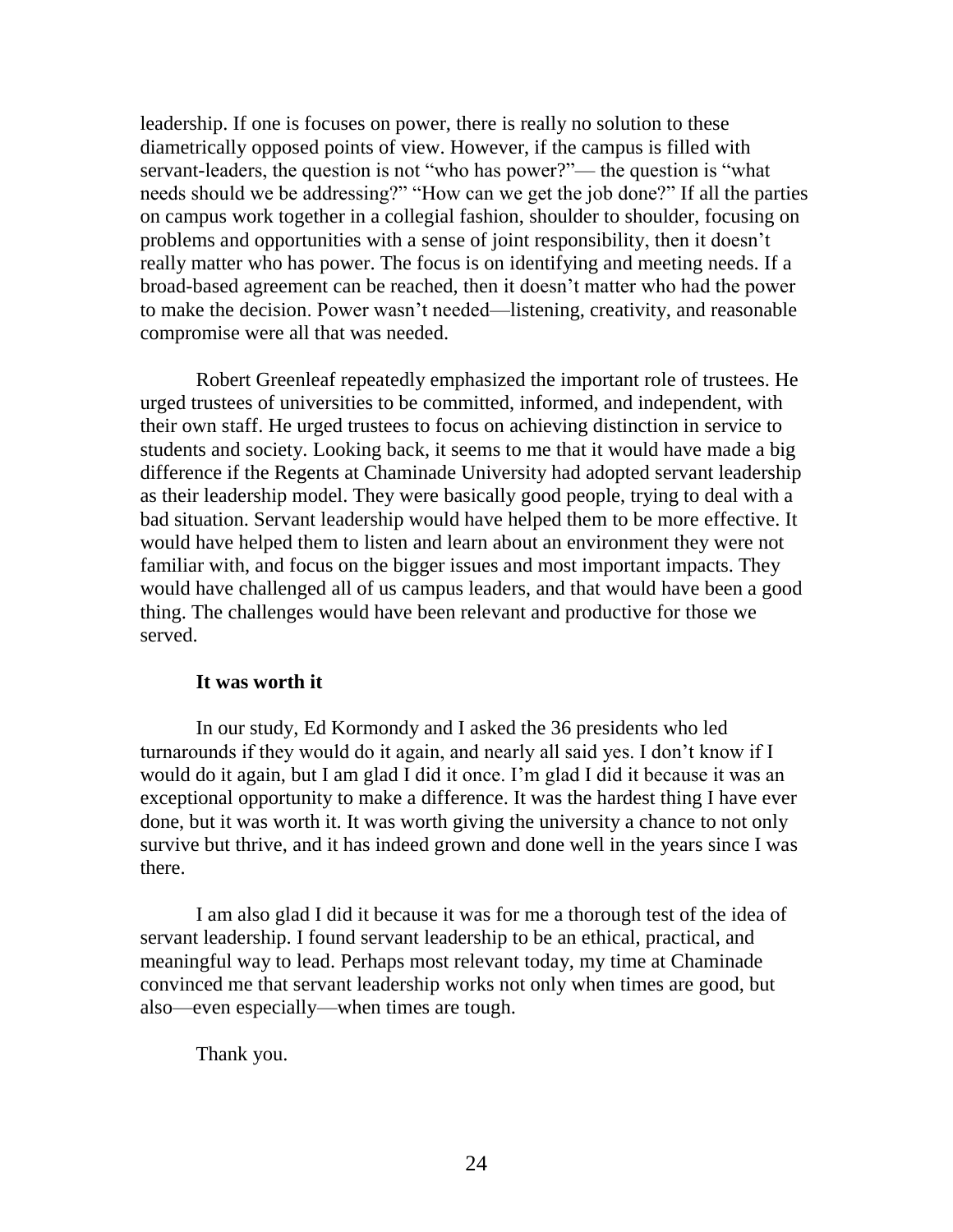leadership. If one is focuses on power, there is really no solution to these diametrically opposed points of view. However, if the campus is filled with servant-leaders, the question is not "who has power?"— the question is "what needs should we be addressing?" "How can we get the job done?" If all the parties on campus work together in a collegial fashion, shoulder to shoulder, focusing on problems and opportunities with a sense of joint responsibility, then it doesn't really matter who has power. The focus is on identifying and meeting needs. If a broad-based agreement can be reached, then it doesn't matter who had the power to make the decision. Power wasn't needed—listening, creativity, and reasonable compromise were all that was needed.

Robert Greenleaf repeatedly emphasized the important role of trustees. He urged trustees of universities to be committed, informed, and independent, with their own staff. He urged trustees to focus on achieving distinction in service to students and society. Looking back, it seems to me that it would have made a big difference if the Regents at Chaminade University had adopted servant leadership as their leadership model. They were basically good people, trying to deal with a bad situation. Servant leadership would have helped them to be more effective. It would have helped them to listen and learn about an environment they were not familiar with, and focus on the bigger issues and most important impacts. They would have challenged all of us campus leaders, and that would have been a good thing. The challenges would have been relevant and productive for those we served.

**It was worth it**

In our study, Ed Kormondy and I asked the 36 presidents who led turnarounds if they would do it again, and nearly all said yes. I don't know if I would do it again, but I am glad I did it once. I'm glad I did it because it was an exceptional opportunity to make a difference. It was the hardest thing I have ever done, but it was worth it. It was worth giving the university a chance to not only survive but thrive, and it has indeed grown and done well in the years since I was there.

I am also glad I did it because it was for me a thorough test of the idea of servant leadership. I found servant leadership to be an ethical, practical, and meaningful way to lead. Perhaps most relevant today, my time at Chaminade convinced me that servant leadership works not only when times are good, but also—even especially—when times are tough.

Thank you.